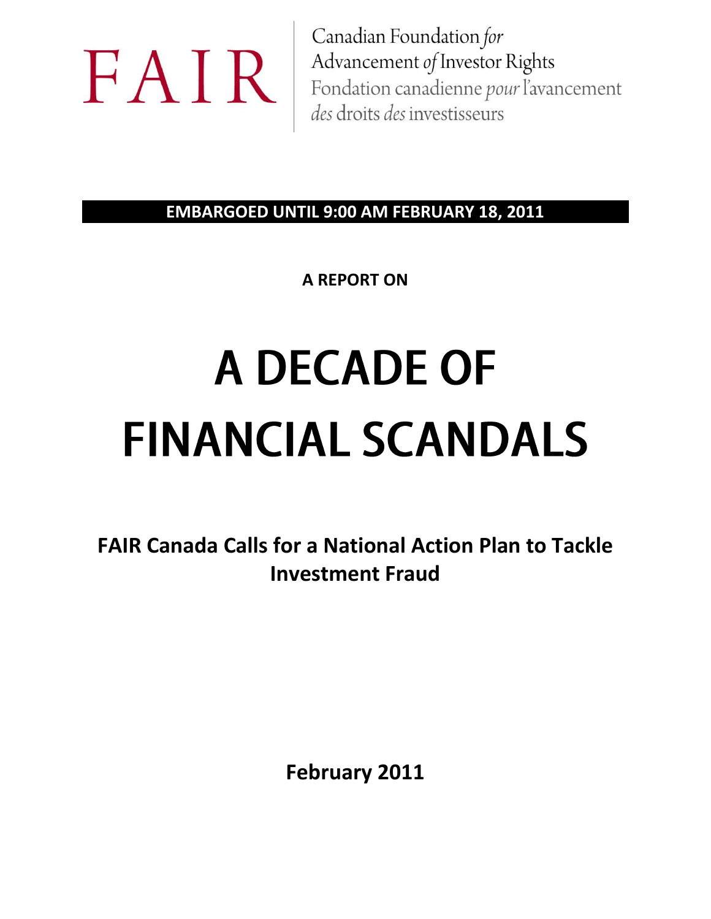FAIR

Canadian Foundation *for* Advancement *of* Investor Rights

Fondation canadienne *pour* l'avancement *des* droits *des* investisseurs

**EMBARGOED UNTIL 9:00 AM FEBRUARY 18, 2011**

**A REPORT ON**

# A DECADE OF FINANCIAL SCANDALS

## FAIR Canada Calls for a National Action Plan to Tackle Investment Fraud

**February 2011**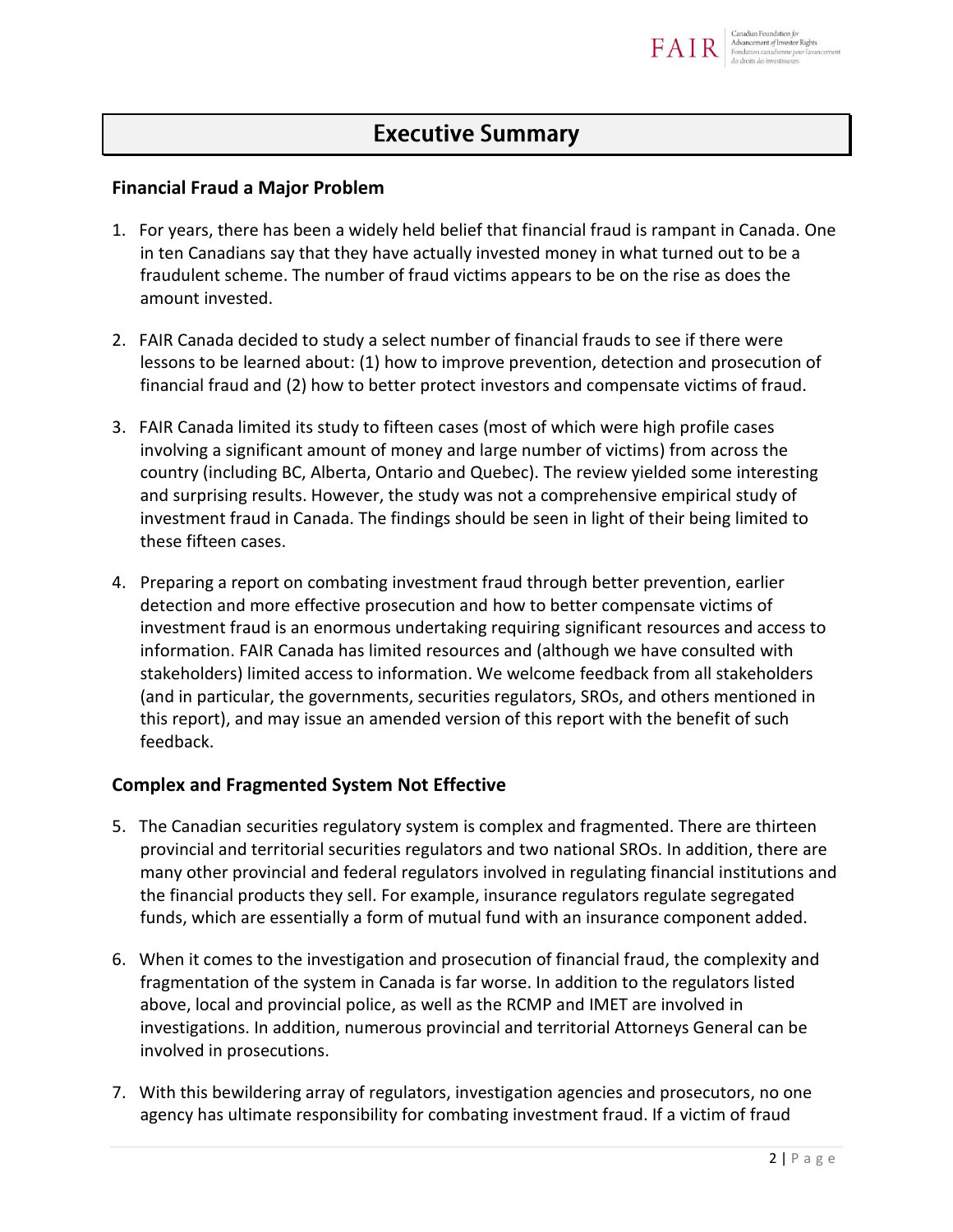# Executive Summary

### Financial Fraud a Major Problem

1. For years, there has been a widely held belief that financial fraud is rampant in Canada. One in ten Canadians say that they have actually invested money in what turned out to be a fraudulent scheme. The number of fraud victims appears to be on the rise as does the amount invested.

2. FAIR Canada decided to study a select number of financial frauds to see if there were lessons to be learned about: (1) how to improve prevention, detection and prosecution of financial fraud and (2) how to better protect investors and compensate victims of fraud.

3. FAIR Canada limited its study to fifteen cases (most of which were high profile cases involving a significant amount of money and large number of victims) from across the country (including BC, Alberta, Ontario and Quebec). The review yielded some interesting and surprising results. However, the study was not a comprehensive empirical study of investment fraud in Canada. The findings should be seen in light of their being limited to these fifteen cases.

4. Preparing a report on combating investment fraud through better prevention, earlier detection and more effective prosecution and how to better compensate victims of investment fraud is an enormous undertaking requiring significant resources and access to information. FAIR Canada has limited resources and (although we have consulted with stakeholders) limited access to information. We welcome feedback from all stakeholders (and in particular, the governments, securities regulators, SROs, and others mentioned in this report), and may issue an amended version of this report with the benefit of such feedback.

### Complex and Fragmented System Not Effective

5. The Canadian securities regulatory system is complex and fragmented. There are thirteen provincial and territorial securities regulators and two national SROs. In addition, there are many other provincial and federal regulators involved in regulating financial institutions and the financial products they sell. For example, insurance regulators regulate segregated funds, which are essentially a form of mutual fund with an insurance component added.

6. When it comes to the investigation and prosecution of financial fraud, the complexity and fragmentation of the system in Canada is far worse. In addition to the regulators listed above, local and provincial police, as well as the RCMP and IMET are involved in investigations. In addition, numerous provincial and territorial Attorneys General can be involved in prosecutions.

7. With this bewildering array of regulators, investigation agencies and prosecutors, no one agency has ultimate responsibility for combating investment fraud. If a victim of fraud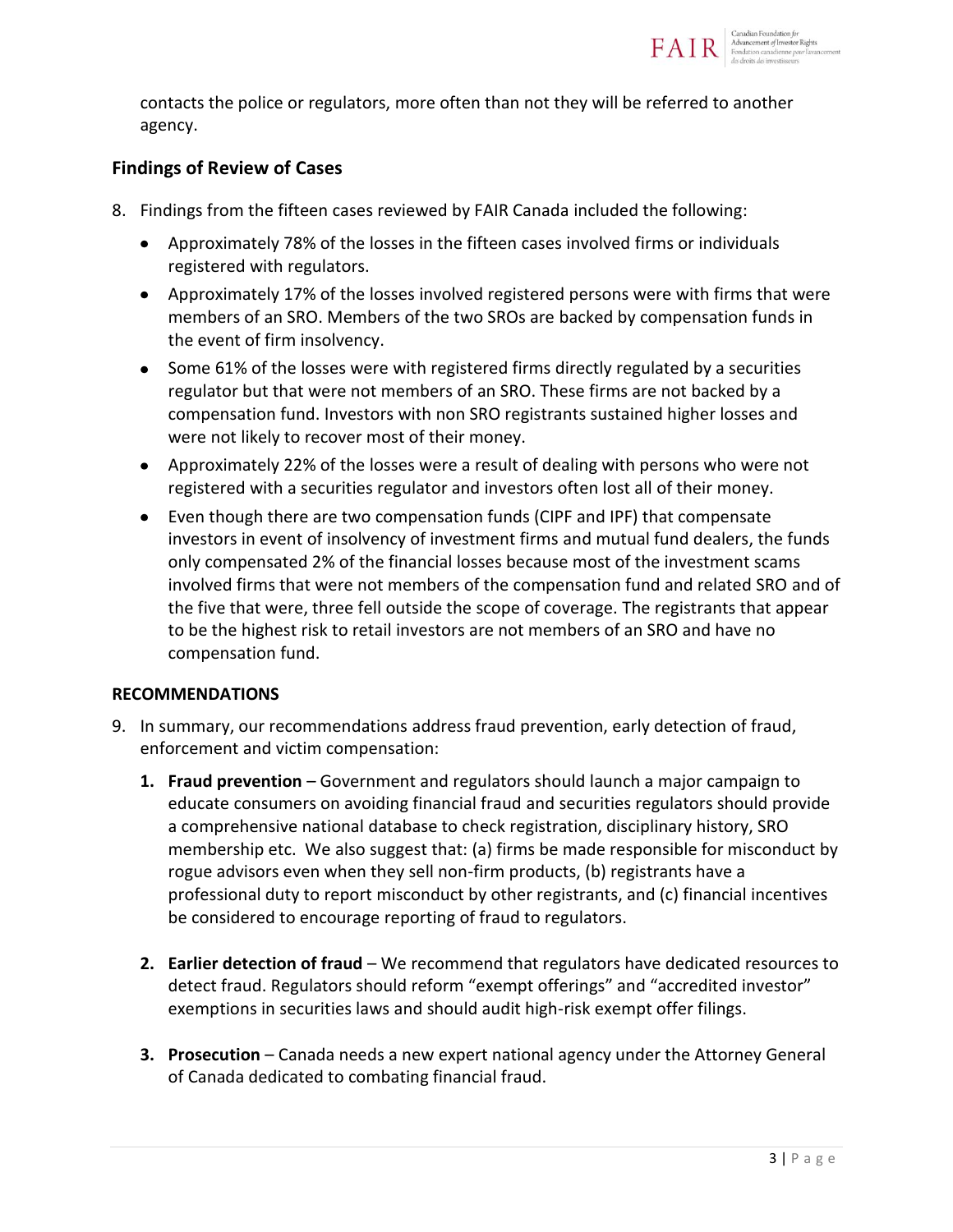contacts the police or regulators, more often than not they will be referred to another agency.

## Findings of Review of Cases

8. Findings from the fifteen cases reviewed by FAIR Canada included the following:

    - Approximately 78% of the losses in the fifteen cases involved firms or individuals registered with regulators.
    - Approximately 17% of the losses involved registered persons were with firms that were members of an SRO. Members of the two SROs are backed by compensation funds in the event of firm insolvency.
    - Some 61% of the losses were with registered firms directly regulated by a securities regulator but that were not members of an SRO. These firms are not backed by a compensation fund. Investors with non SRO registrants sustained higher losses and were not likely to recover most of their money.
    - Approximately 22% of the losses were a result of dealing with persons who were not registered with a securities regulator and investors often lost all of their money.
    - Even though there are two compensation funds (CIPF and IPF) that compensate investors in event of insolvency of investment firms and mutual fund dealers, the funds only compensated 2% of the financial losses because most of the investment scams involved firms that were not members of the compensation fund and related SRO and of the five that were, three fell outside the scope of coverage. The registrants that appear to be the highest risk to retail investors are not members of an SRO and have no compensation fund.

## RECOMMENDATIONS

9. In summary, our recommendations address fraud prevention, early detection of fraud, enforcement and victim compensation:

    1. **Fraud prevention** – Government and regulators should launch a major campaign to educate consumers on avoiding financial fraud and securities regulators should provide a comprehensive national database to check registration, disciplinary history, SRO membership etc. We also suggest that: (a) firms be made responsible for misconduct by rogue advisors even when they sell non-firm products, (b) registrants have a professional duty to report misconduct by other registrants, and (c) financial incentives be considered to encourage reporting of fraud to regulators.

    2. **Earlier detection of fraud** – We recommend that regulators have dedicated resources to detect fraud. Regulators should reform "exempt offerings" and "accredited investor" exemptions in securities laws and should audit high-risk exempt offer filings.

    3. **Prosecution** – Canada needs a new expert national agency under the Attorney General of Canada dedicated to combating financial fraud.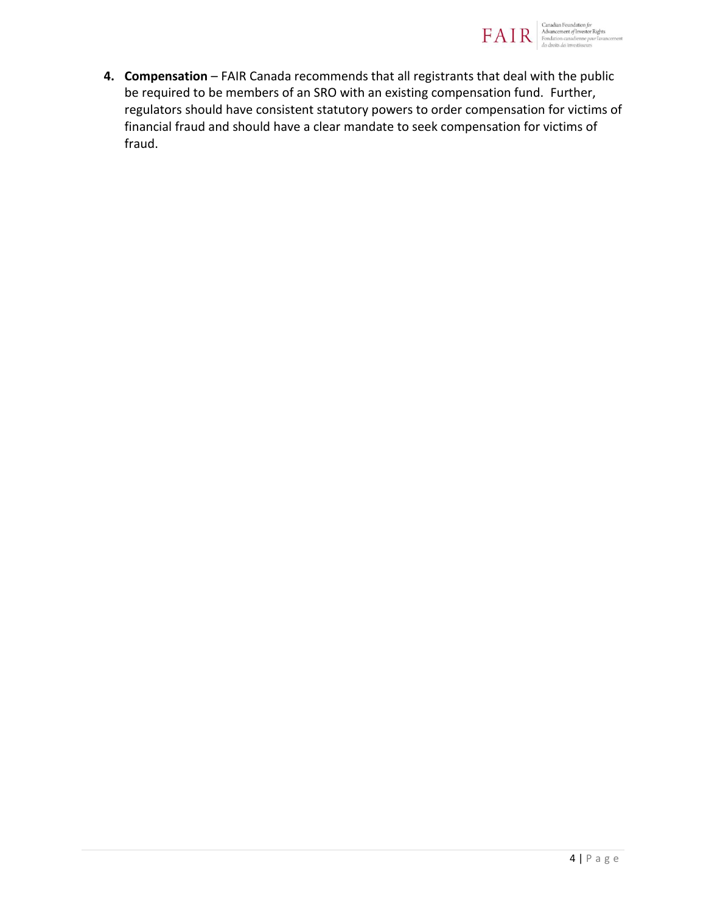4. **Compensation** – FAIR Canada recommends that all registrants that deal with the public be required to be members of an SRO with an existing compensation fund. Further, regulators should have consistent statutory powers to order compensation for victims of financial fraud and should have a clear mandate to seek compensation for victims of fraud.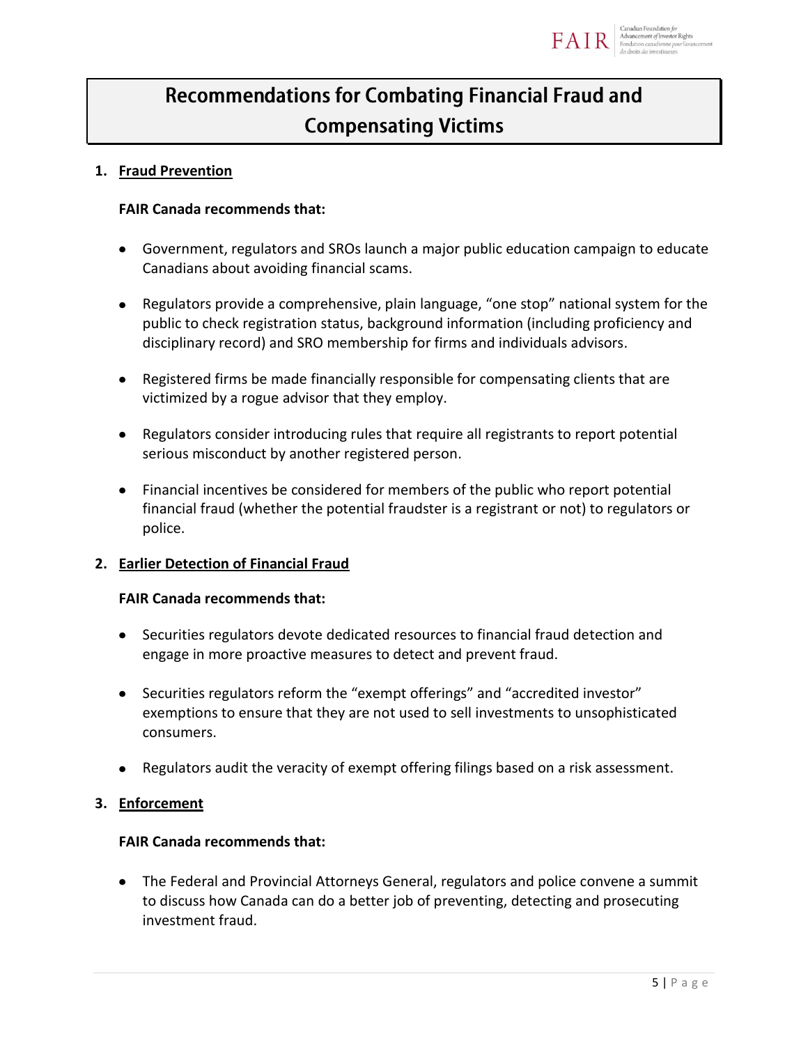# Recommendations for Combating Financial Fraud and Compensating Victims

1. **Fraud Prevention**

   **FAIR Canada recommends that:**

   - Government, regulators and SROs launch a major public education campaign to educate Canadians about avoiding financial scams.
   - Regulators provide a comprehensive, plain language, "one stop" national system for the public to check registration status, background information (including proficiency and disciplinary record) and SRO membership for firms and individuals advisors.
   - Registered firms be made financially responsible for compensating clients that are victimized by a rogue advisor that they employ.
   - Regulators consider introducing rules that require all registrants to report potential serious misconduct by another registered person.
   - Financial incentives be considered for members of the public who report potential financial fraud (whether the potential fraudster is a registrant or not) to regulators or police.

2. **Earlier Detection of Financial Fraud**

   **FAIR Canada recommends that:**

   - Securities regulators devote dedicated resources to financial fraud detection and engage in more proactive measures to detect and prevent fraud.
   - Securities regulators reform the "exempt offerings" and "accredited investor" exemptions to ensure that they are not used to sell investments to unsophisticated consumers.
   - Regulators audit the veracity of exempt offering filings based on a risk assessment.

3. **Enforcement**

   **FAIR Canada recommends that:**

   - The Federal and Provincial Attorneys General, regulators and police convene a summit to discuss how Canada can do a better job of preventing, detecting and prosecuting investment fraud.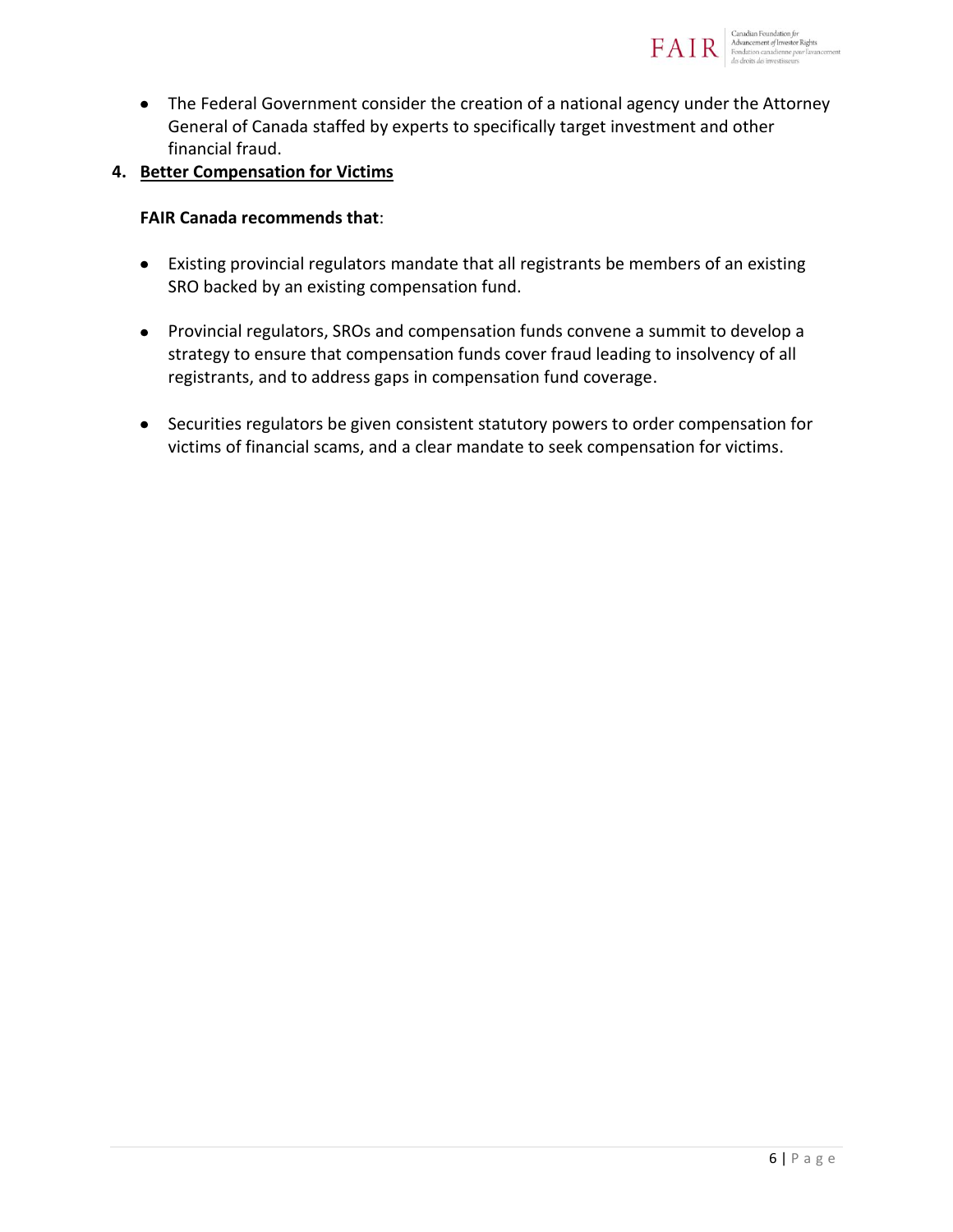- The Federal Government consider the creation of a national agency under the Attorney General of Canada staffed by experts to specifically target investment and other financial fraud.

4. **Better Compensation for Victims**

**FAIR Canada recommends that**:

- Existing provincial regulators mandate that all registrants be members of an existing SRO backed by an existing compensation fund.

- Provincial regulators, SROs and compensation funds convene a summit to develop a strategy to ensure that compensation funds cover fraud leading to insolvency of all registrants, and to address gaps in compensation fund coverage.

- Securities regulators be given consistent statutory powers to order compensation for victims of financial scams, and a clear mandate to seek compensation for victims.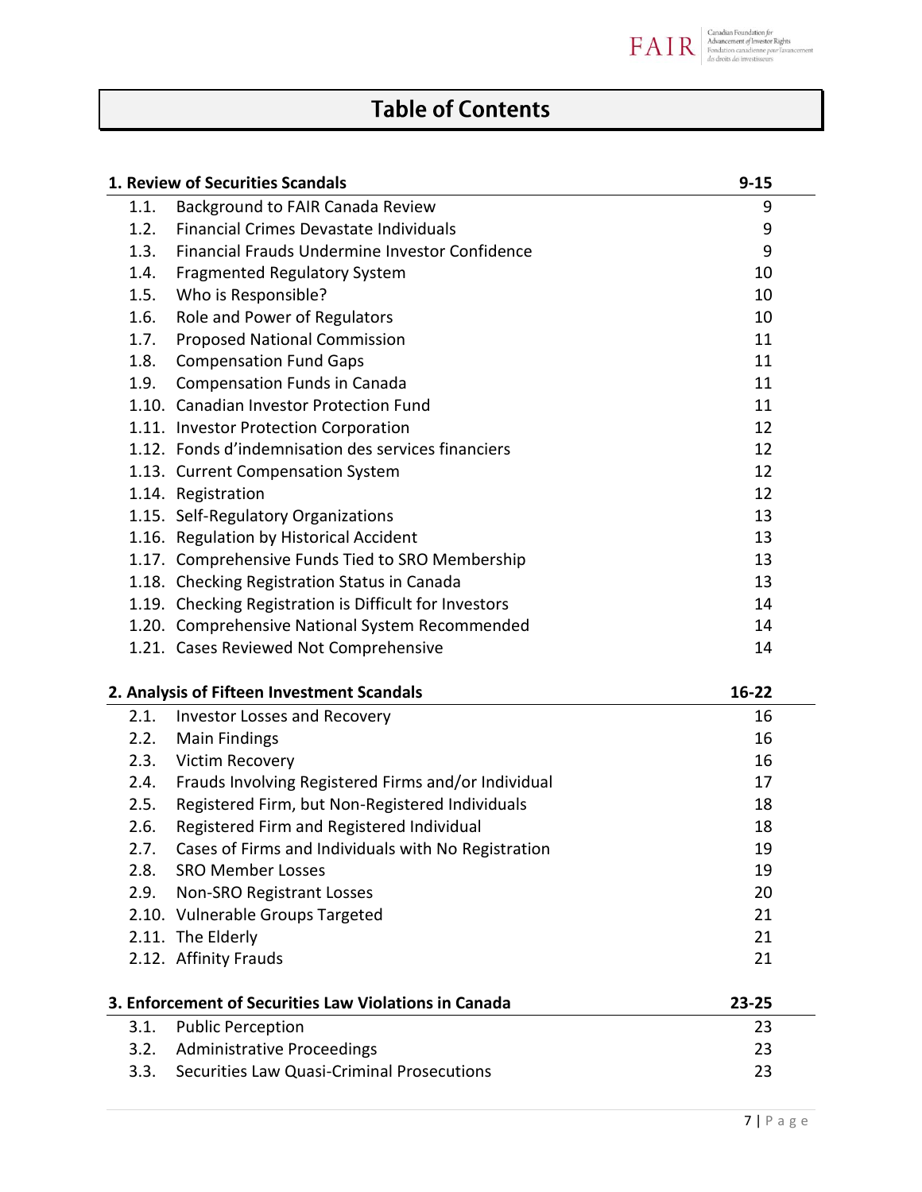# Table of Contents

| **1. Review of Securities Scandals** | | **9-15** |
|---|---|---|
| 1.1. | Background to FAIR Canada Review | 9 |
| 1.2. | Financial Crimes Devastate Individuals | 9 |
| 1.3. | Financial Frauds Undermine Investor Confidence | 9 |
| 1.4. | Fragmented Regulatory System | 10 |
| 1.5. | Who is Responsible? | 10 |
| 1.6. | Role and Power of Regulators | 10 |
| 1.7. | Proposed National Commission | 11 |
| 1.8. | Compensation Fund Gaps | 11 |
| 1.9. | Compensation Funds in Canada | 11 |
| 1.10. | Canadian Investor Protection Fund | 11 |
| 1.11. | Investor Protection Corporation | 12 |
| 1.12. | Fonds d'indemnisation des services financiers | 12 |
| 1.13. | Current Compensation System | 12 |
| 1.14. | Registration | 12 |
| 1.15. | Self-Regulatory Organizations | 13 |
| 1.16. | Regulation by Historical Accident | 13 |
| 1.17. | Comprehensive Funds Tied to SRO Membership | 13 |
| 1.18. | Checking Registration Status in Canada | 13 |
| 1.19. | Checking Registration is Difficult for Investors | 14 |
| 1.20. | Comprehensive National System Recommended | 14 |
| 1.21. | Cases Reviewed Not Comprehensive | 14 |

| **2. Analysis of Fifteen Investment Scandals** | | **16-22** |
|---|---|---|
| 2.1. | Investor Losses and Recovery | 16 |
| 2.2. | Main Findings | 16 |
| 2.3. | Victim Recovery | 16 |
| 2.4. | Frauds Involving Registered Firms and/or Individual | 17 |
| 2.5. | Registered Firm, but Non-Registered Individuals | 18 |
| 2.6. | Registered Firm and Registered Individual | 18 |
| 2.7. | Cases of Firms and Individuals with No Registration | 19 |
| 2.8. | SRO Member Losses | 19 |
| 2.9. | Non-SRO Registrant Losses | 20 |
| 2.10. | Vulnerable Groups Targeted | 21 |
| 2.11. | The Elderly | 21 |
| 2.12. | Affinity Frauds | 21 |

| **3. Enforcement of Securities Law Violations in Canada** | | **23-25** |
|---|---|---|
| 3.1. | Public Perception | 23 |
| 3.2. | Administrative Proceedings | 23 |
| 3.3. | Securities Law Quasi-Criminal Prosecutions | 23 |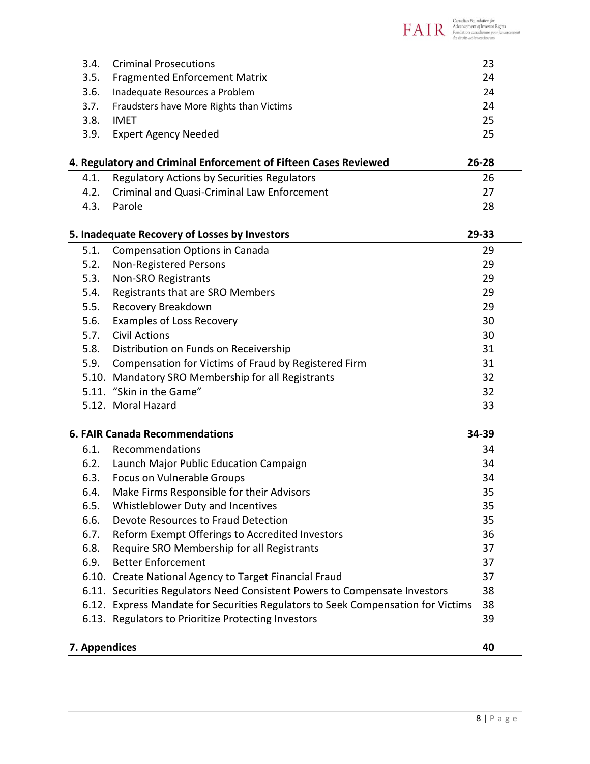| | | |
|---|---|---|
| 3.4. | Criminal Prosecutions | 23 |
| 3.5. | Fragmented Enforcement Matrix | 24 |
| 3.6. | Inadequate Resources a Problem | 24 |
| 3.7. | Fraudsters have More Rights than Victims | 24 |
| 3.8. | IMET | 25 |
| 3.9. | Expert Agency Needed | 25 |

| **4. Regulatory and Criminal Enforcement of Fifteen Cases Reviewed** | | **26-28** |
|---|---|---|
| 4.1. | Regulatory Actions by Securities Regulators | 26 |
| 4.2. | Criminal and Quasi-Criminal Law Enforcement | 27 |
| 4.3. | Parole | 28 |

| **5. Inadequate Recovery of Losses by Investors** | | **29-33** |
|---|---|---|
| 5.1. | Compensation Options in Canada | 29 |
| 5.2. | Non-Registered Persons | 29 |
| 5.3. | Non-SRO Registrants | 29 |
| 5.4. | Registrants that are SRO Members | 29 |
| 5.5. | Recovery Breakdown | 29 |
| 5.6. | Examples of Loss Recovery | 30 |
| 5.7. | Civil Actions | 30 |
| 5.8. | Distribution on Funds on Receivership | 31 |
| 5.9. | Compensation for Victims of Fraud by Registered Firm | 31 |
| 5.10. | Mandatory SRO Membership for all Registrants | 32 |
| 5.11. | "Skin in the Game" | 32 |
| 5.12. | Moral Hazard | 33 |

| **6. FAIR Canada Recommendations** | | **34-39** |
|---|---|---|
| 6.1. | Recommendations | 34 |
| 6.2. | Launch Major Public Education Campaign | 34 |
| 6.3. | Focus on Vulnerable Groups | 34 |
| 6.4. | Make Firms Responsible for their Advisors | 35 |
| 6.5. | Whistleblower Duty and Incentives | 35 |
| 6.6. | Devote Resources to Fraud Detection | 35 |
| 6.7. | Reform Exempt Offerings to Accredited Investors | 36 |
| 6.8. | Require SRO Membership for all Registrants | 37 |
| 6.9. | Better Enforcement | 37 |
| 6.10. | Create National Agency to Target Financial Fraud | 37 |
| 6.11. | Securities Regulators Need Consistent Powers to Compensate Investors | 38 |
| 6.12. | Express Mandate for Securities Regulators to Seek Compensation for Victims | 38 |
| 6.13. | Regulators to Prioritize Protecting Investors | 39 |

| **7. Appendices** | | **40** |
|---|---|---|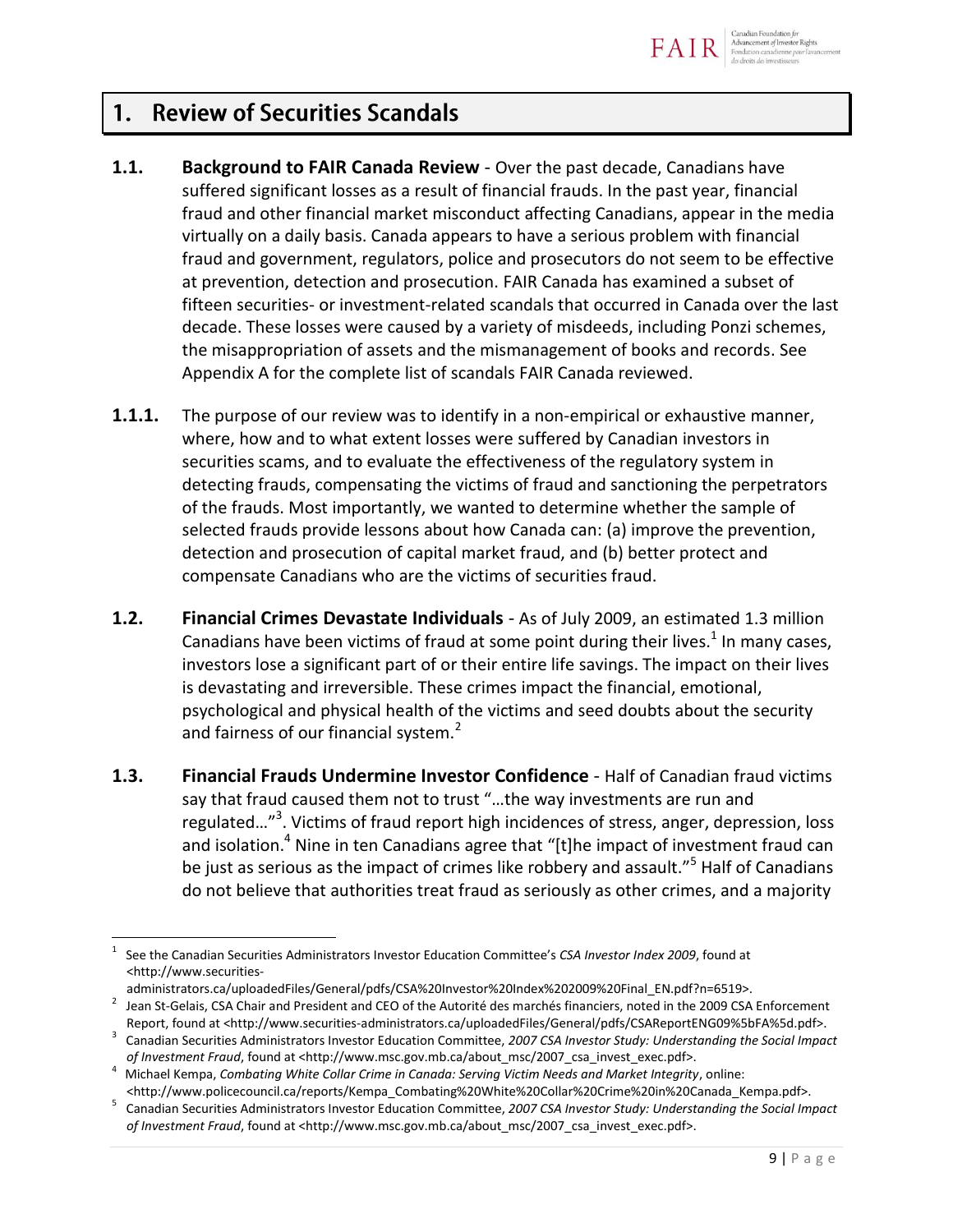# 1. Review of Securities Scandals

**1.1. Background to FAIR Canada Review** - Over the past decade, Canadians have suffered significant losses as a result of financial frauds. In the past year, financial fraud and other financial market misconduct affecting Canadians, appear in the media virtually on a daily basis. Canada appears to have a serious problem with financial fraud and government, regulators, police and prosecutors do not seem to be effective at prevention, detection and prosecution. FAIR Canada has examined a subset of fifteen securities- or investment-related scandals that occurred in Canada over the last decade. These losses were caused by a variety of misdeeds, including Ponzi schemes, the misappropriation of assets and the mismanagement of books and records. See Appendix A for the complete list of scandals FAIR Canada reviewed.

**1.1.1.** The purpose of our review was to identify in a non-empirical or exhaustive manner, where, how and to what extent losses were suffered by Canadian investors in securities scams, and to evaluate the effectiveness of the regulatory system in detecting frauds, compensating the victims of fraud and sanctioning the perpetrators of the frauds. Most importantly, we wanted to determine whether the sample of selected frauds provide lessons about how Canada can: (a) improve the prevention, detection and prosecution of capital market fraud, and (b) better protect and compensate Canadians who are the victims of securities fraud.

**1.2. Financial Crimes Devastate Individuals** - As of July 2009, an estimated 1.3 million Canadians have been victims of fraud at some point during their lives.[1] In many cases, investors lose a significant part of or their entire life savings. The impact on their lives is devastating and irreversible. These crimes impact the financial, emotional, psychological and physical health of the victims and seed doubts about the security and fairness of our financial system.[2]

**1.3. Financial Frauds Undermine Investor Confidence** - Half of Canadian fraud victims say that fraud caused them not to trust "…the way investments are run and regulated…"[3]. Victims of fraud report high incidences of stress, anger, depression, loss and isolation.[4] Nine in ten Canadians agree that "[t]he impact of investment fraud can be just as serious as the impact of crimes like robbery and assault."[5] Half of Canadians do not believe that authorities treat fraud as seriously as other crimes, and a majority

---

[1] See the Canadian Securities Administrators Investor Education Committee's *CSA Investor Index 2009*, found at <http://www.securities-administrators.ca/uploadedFiles/General/pdfs/CSA%20Investor%20Index%202009%20Final_EN.pdf?n=6519>.

[2] Jean St-Gelais, CSA Chair and President and CEO of the Autorité des marchés financiers, noted in the 2009 CSA Enforcement Report, found at <http://www.securities-administrators.ca/uploadedFiles/General/pdfs/CSAReportENG09%5bFA%5d.pdf>.

[3] Canadian Securities Administrators Investor Education Committee, *2007 CSA Investor Study: Understanding the Social Impact of Investment Fraud*, found at <http://www.msc.gov.mb.ca/about_msc/2007_csa_invest_exec.pdf>.

[4] Michael Kempa, *Combating White Collar Crime in Canada: Serving Victim Needs and Market Integrity*, online: <http://www.policecouncil.ca/reports/Kempa_Combating%20White%20Collar%20Crime%20in%20Canada_Kempa.pdf>.

[5] Canadian Securities Administrators Investor Education Committee, *2007 CSA Investor Study: Understanding the Social Impact of Investment Fraud*, found at <http://www.msc.gov.mb.ca/about_msc/2007_csa_invest_exec.pdf>.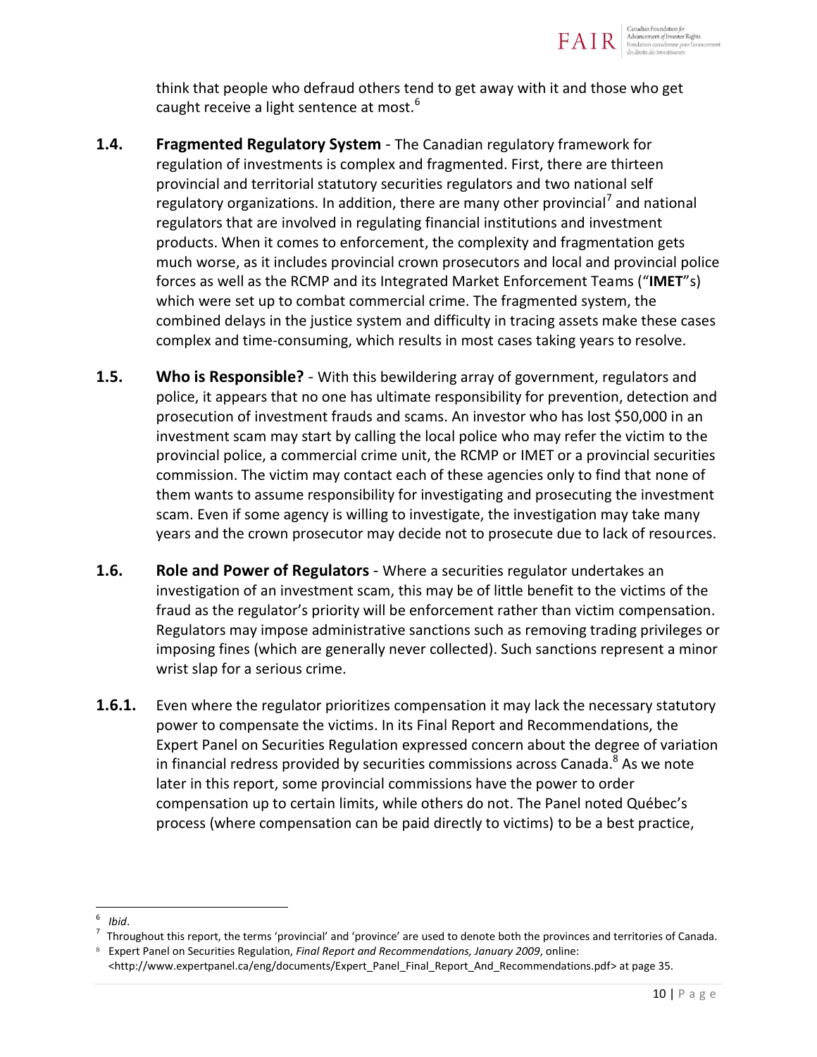think that people who defraud others tend to get away with it and those who get caught receive a light sentence at most.[6]

**1.4.** **Fragmented Regulatory System** - The Canadian regulatory framework for regulation of investments is complex and fragmented. First, there are thirteen provincial and territorial statutory securities regulators and two national self regulatory organizations. In addition, there are many other provincial[7] and national regulators that are involved in regulating financial institutions and investment products. When it comes to enforcement, the complexity and fragmentation gets much worse, as it includes provincial crown prosecutors and local and provincial police forces as well as the RCMP and its Integrated Market Enforcement Teams ("**IMET**"s) which were set up to combat commercial crime. The fragmented system, the combined delays in the justice system and difficulty in tracing assets make these cases complex and time-consuming, which results in most cases taking years to resolve.

**1.5.** **Who is Responsible?** - With this bewildering array of government, regulators and police, it appears that no one has ultimate responsibility for prevention, detection and prosecution of investment frauds and scams. An investor who has lost $50,000 in an investment scam may start by calling the local police who may refer the victim to the provincial police, a commercial crime unit, the RCMP or IMET or a provincial securities commission. The victim may contact each of these agencies only to find that none of them wants to assume responsibility for investigating and prosecuting the investment scam. Even if some agency is willing to investigate, the investigation may take many years and the crown prosecutor may decide not to prosecute due to lack of resources.

**1.6.** **Role and Power of Regulators** - Where a securities regulator undertakes an investigation of an investment scam, this may be of little benefit to the victims of the fraud as the regulator's priority will be enforcement rather than victim compensation. Regulators may impose administrative sanctions such as removing trading privileges or imposing fines (which are generally never collected). Such sanctions represent a minor wrist slap for a serious crime.

**1.6.1.** Even where the regulator prioritizes compensation it may lack the necessary statutory power to compensate the victims. In its Final Report and Recommendations, the Expert Panel on Securities Regulation expressed concern about the degree of variation in financial redress provided by securities commissions across Canada.[8] As we note later in this report, some provincial commissions have the power to order compensation up to certain limits, while others do not. The Panel noted Québec's process (where compensation can be paid directly to victims) to be a best practice,

---

[6] *Ibid*.

[7] Throughout this report, the terms 'provincial' and 'province' are used to denote both the provinces and territories of Canada.

[8] Expert Panel on Securities Regulation, *Final Report and Recommendations, January 2009*, online: <http://www.expertpanel.ca/eng/documents/Expert_Panel_Final_Report_And_Recommendations.pdf> at page 35.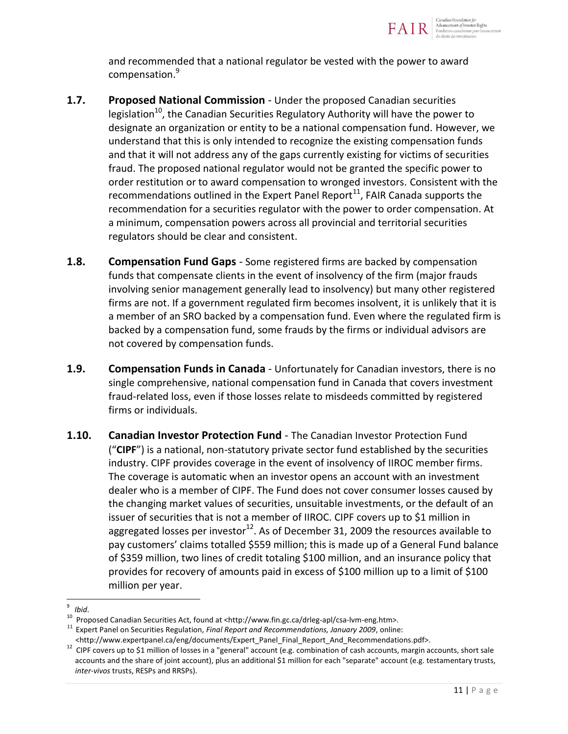and recommended that a national regulator be vested with the power to award compensation.[9]

**1.7. Proposed National Commission** - Under the proposed Canadian securities legislation[10], the Canadian Securities Regulatory Authority will have the power to designate an organization or entity to be a national compensation fund. However, we understand that this is only intended to recognize the existing compensation funds and that it will not address any of the gaps currently existing for victims of securities fraud. The proposed national regulator would not be granted the specific power to order restitution or to award compensation to wronged investors. Consistent with the recommendations outlined in the Expert Panel Report[11], FAIR Canada supports the recommendation for a securities regulator with the power to order compensation. At a minimum, compensation powers across all provincial and territorial securities regulators should be clear and consistent.

**1.8. Compensation Fund Gaps** - Some registered firms are backed by compensation funds that compensate clients in the event of insolvency of the firm (major frauds involving senior management generally lead to insolvency) but many other registered firms are not. If a government regulated firm becomes insolvent, it is unlikely that it is a member of an SRO backed by a compensation fund. Even where the regulated firm is backed by a compensation fund, some frauds by the firms or individual advisors are not covered by compensation funds.

**1.9. Compensation Funds in Canada** - Unfortunately for Canadian investors, there is no single comprehensive, national compensation fund in Canada that covers investment fraud-related loss, even if those losses relate to misdeeds committed by registered firms or individuals.

**1.10. Canadian Investor Protection Fund** - The Canadian Investor Protection Fund ("**CIPF**") is a national, non-statutory private sector fund established by the securities industry. CIPF provides coverage in the event of insolvency of IIROC member firms. The coverage is automatic when an investor opens an account with an investment dealer who is a member of CIPF. The Fund does not cover consumer losses caused by the changing market values of securities, unsuitable investments, or the default of an issuer of securities that is not a member of IIROC. CIPF covers up to $1 million in aggregated losses per investor[12]. As of December 31, 2009 the resources available to pay customers' claims totalled $559 million; this is made up of a General Fund balance of $359 million, two lines of credit totaling $100 million, and an insurance policy that provides for recovery of amounts paid in excess of $100 million up to a limit of $100 million per year.

---

[9] *Ibid*.

[10] Proposed Canadian Securities Act, found at <http://www.fin.gc.ca/drleg-apl/csa-lvm-eng.htm>.

[11] Expert Panel on Securities Regulation, *Final Report and Recommendations, January 2009*, online: <http://www.expertpanel.ca/eng/documents/Expert_Panel_Final_Report_And_Recommendations.pdf>.

[12] CIPF covers up to $1 million of losses in a "general" account (e.g. combination of cash accounts, margin accounts, short sale accounts and the share of joint account), plus an additional $1 million for each "separate" account (e.g. testamentary trusts, *inter-vivos* trusts, RESPs and RRSPs).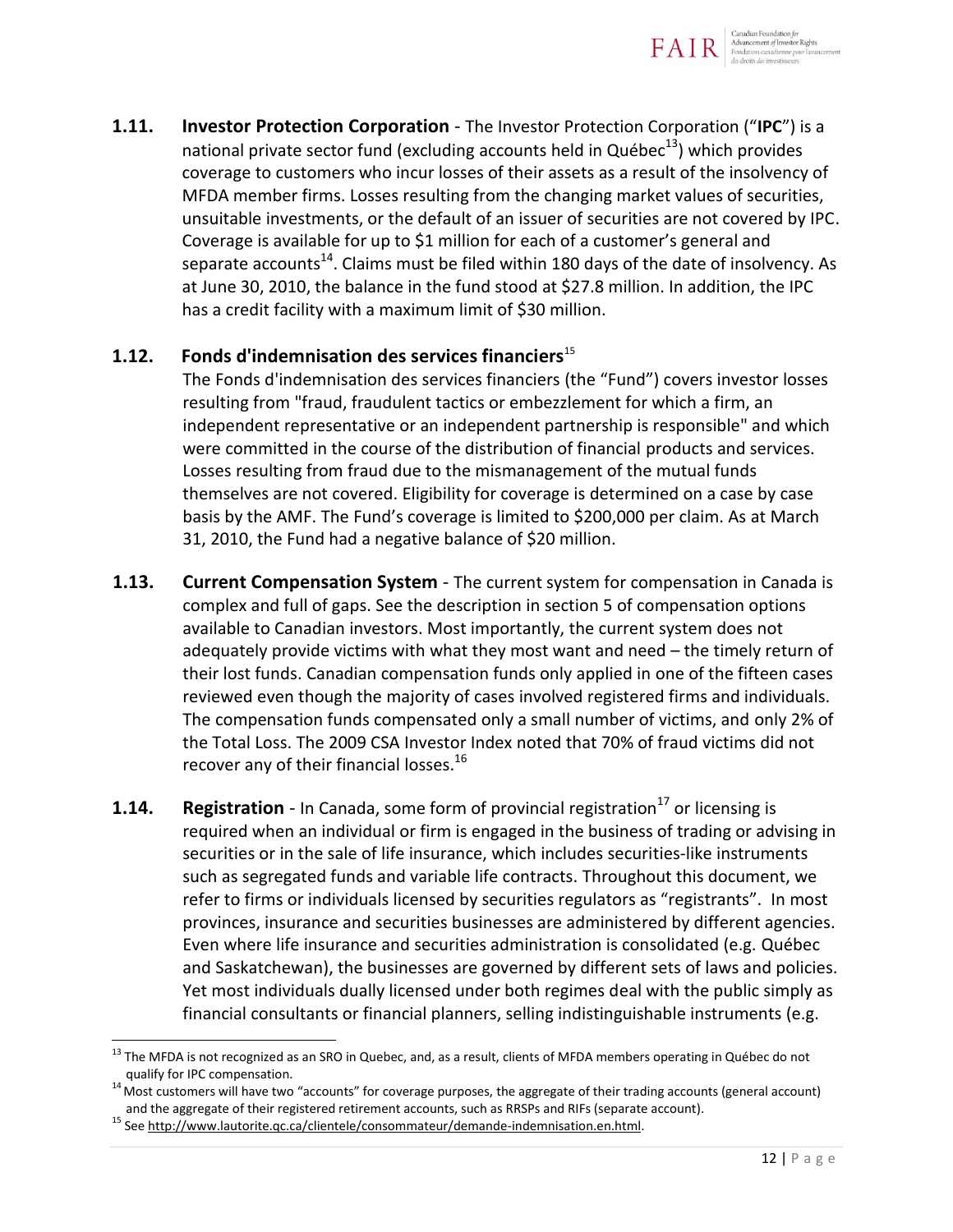**1.11. Investor Protection Corporation** - The Investor Protection Corporation ("**IPC**") is a national private sector fund (excluding accounts held in Québec[13]) which provides coverage to customers who incur losses of their assets as a result of the insolvency of MFDA member firms. Losses resulting from the changing market values of securities, unsuitable investments, or the default of an issuer of securities are not covered by IPC. Coverage is available for up to $1 million for each of a customer's general and separate accounts[14]. Claims must be filed within 180 days of the date of insolvency. As at June 30, 2010, the balance in the fund stood at $27.8 million. In addition, the IPC has a credit facility with a maximum limit of $30 million.

**1.12. Fonds d'indemnisation des services financiers**[15]

The Fonds d'indemnisation des services financiers (the "Fund") covers investor losses resulting from "fraud, fraudulent tactics or embezzlement for which a firm, an independent representative or an independent partnership is responsible" and which were committed in the course of the distribution of financial products and services. Losses resulting from fraud due to the mismanagement of the mutual funds themselves are not covered. Eligibility for coverage is determined on a case by case basis by the AMF. The Fund's coverage is limited to $200,000 per claim. As at March 31, 2010, the Fund had a negative balance of $20 million.

**1.13. Current Compensation System** - The current system for compensation in Canada is complex and full of gaps. See the description in section 5 of compensation options available to Canadian investors. Most importantly, the current system does not adequately provide victims with what they most want and need – the timely return of their lost funds. Canadian compensation funds only applied in one of the fifteen cases reviewed even though the majority of cases involved registered firms and individuals. The compensation funds compensated only a small number of victims, and only 2% of the Total Loss. The 2009 CSA Investor Index noted that 70% of fraud victims did not recover any of their financial losses.[16]

**1.14. Registration** - In Canada, some form of provincial registration[17] or licensing is required when an individual or firm is engaged in the business of trading or advising in securities or in the sale of life insurance, which includes securities-like instruments such as segregated funds and variable life contracts. Throughout this document, we refer to firms or individuals licensed by securities regulators as "registrants". In most provinces, insurance and securities businesses are administered by different agencies. Even where life insurance and securities administration is consolidated (e.g. Québec and Saskatchewan), the businesses are governed by different sets of laws and policies. Yet most individuals dually licensed under both regimes deal with the public simply as financial consultants or financial planners, selling indistinguishable instruments (e.g.

---

[13] The MFDA is not recognized as an SRO in Quebec, and, as a result, clients of MFDA members operating in Québec do not qualify for IPC compensation.

[14] Most customers will have two "accounts" for coverage purposes, the aggregate of their trading accounts (general account) and the aggregate of their registered retirement accounts, such as RRSPs and RIFs (separate account).

[15] See http://www.lautorite.qc.ca/clientele/consommateur/demande-indemnisation.en.html.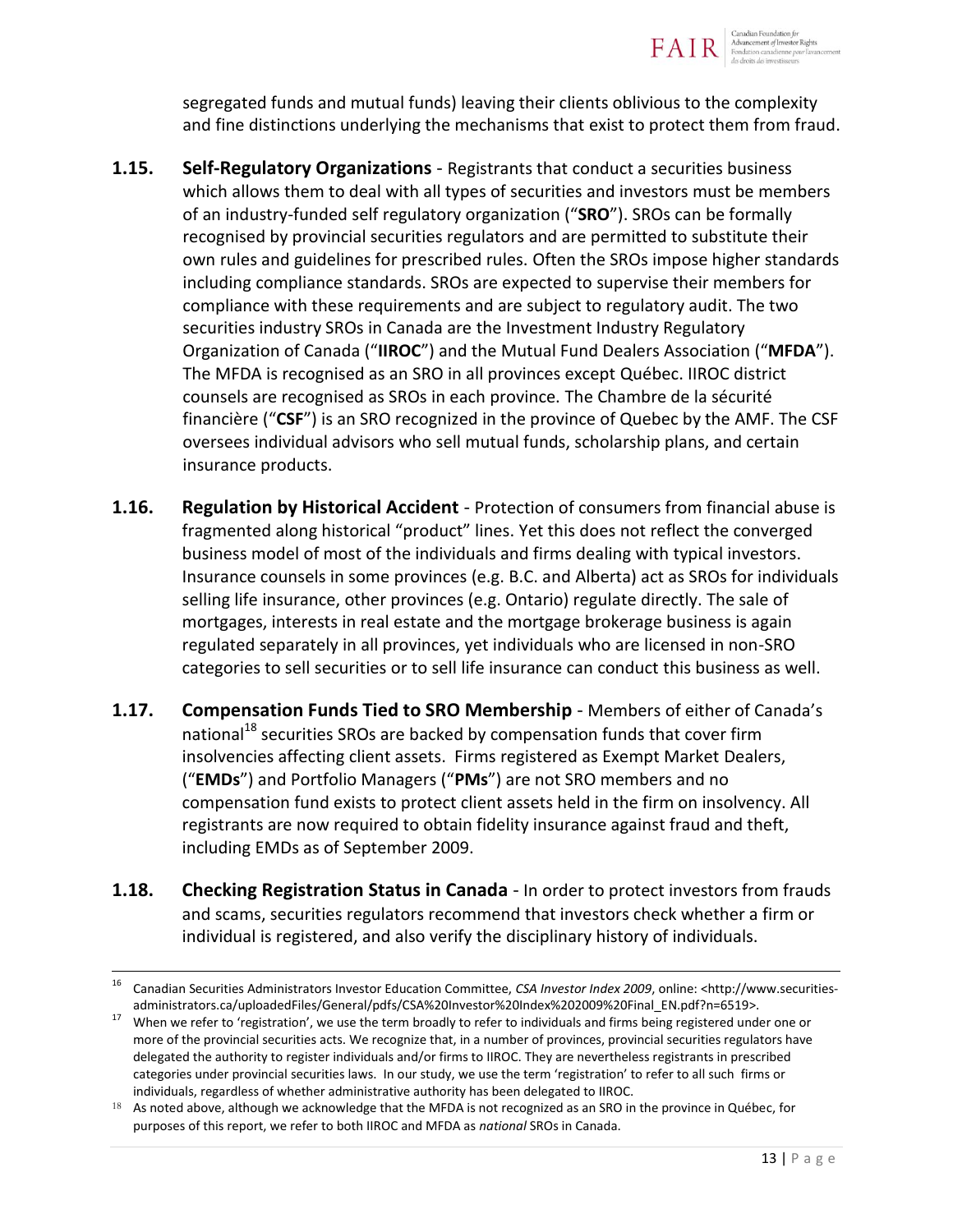segregated funds and mutual funds) leaving their clients oblivious to the complexity and fine distinctions underlying the mechanisms that exist to protect them from fraud.

**1.15. Self-Regulatory Organizations** - Registrants that conduct a securities business which allows them to deal with all types of securities and investors must be members of an industry-funded self regulatory organization ("**SRO**"). SROs can be formally recognised by provincial securities regulators and are permitted to substitute their own rules and guidelines for prescribed rules. Often the SROs impose higher standards including compliance standards. SROs are expected to supervise their members for compliance with these requirements and are subject to regulatory audit. The two securities industry SROs in Canada are the Investment Industry Regulatory Organization of Canada ("**IIROC**") and the Mutual Fund Dealers Association ("**MFDA**"). The MFDA is recognised as an SRO in all provinces except Québec. IIROC district counsels are recognised as SROs in each province. The Chambre de la sécurité financière ("**CSF**") is an SRO recognized in the province of Quebec by the AMF. The CSF oversees individual advisors who sell mutual funds, scholarship plans, and certain insurance products.

**1.16. Regulation by Historical Accident** - Protection of consumers from financial abuse is fragmented along historical "product" lines. Yet this does not reflect the converged business model of most of the individuals and firms dealing with typical investors. Insurance counsels in some provinces (e.g. B.C. and Alberta) act as SROs for individuals selling life insurance, other provinces (e.g. Ontario) regulate directly. The sale of mortgages, interests in real estate and the mortgage brokerage business is again regulated separately in all provinces, yet individuals who are licensed in non-SRO categories to sell securities or to sell life insurance can conduct this business as well.

**1.17. Compensation Funds Tied to SRO Membership** - Members of either of Canada's national[18] securities SROs are backed by compensation funds that cover firm insolvencies affecting client assets. Firms registered as Exempt Market Dealers, ("**EMDs**") and Portfolio Managers ("**PMs**") are not SRO members and no compensation fund exists to protect client assets held in the firm on insolvency. All registrants are now required to obtain fidelity insurance against fraud and theft, including EMDs as of September 2009.

**1.18. Checking Registration Status in Canada** - In order to protect investors from frauds and scams, securities regulators recommend that investors check whether a firm or individual is registered, and also verify the disciplinary history of individuals.

---

[16] Canadian Securities Administrators Investor Education Committee, *CSA Investor Index 2009*, online: <http://www.securities-administrators.ca/uploadedFiles/General/pdfs/CSA%20Investor%20Index%202009%20Final_EN.pdf?n=6519>.

[17] When we refer to 'registration', we use the term broadly to refer to individuals and firms being registered under one or more of the provincial securities acts. We recognize that, in a number of provinces, provincial securities regulators have delegated the authority to register individuals and/or firms to IIROC. They are nevertheless registrants in prescribed categories under provincial securities laws. In our study, we use the term 'registration' to refer to all such firms or individuals, regardless of whether administrative authority has been delegated to IIROC.

[18] As noted above, although we acknowledge that the MFDA is not recognized as an SRO in the province in Québec, for purposes of this report, we refer to both IIROC and MFDA as *national* SROs in Canada.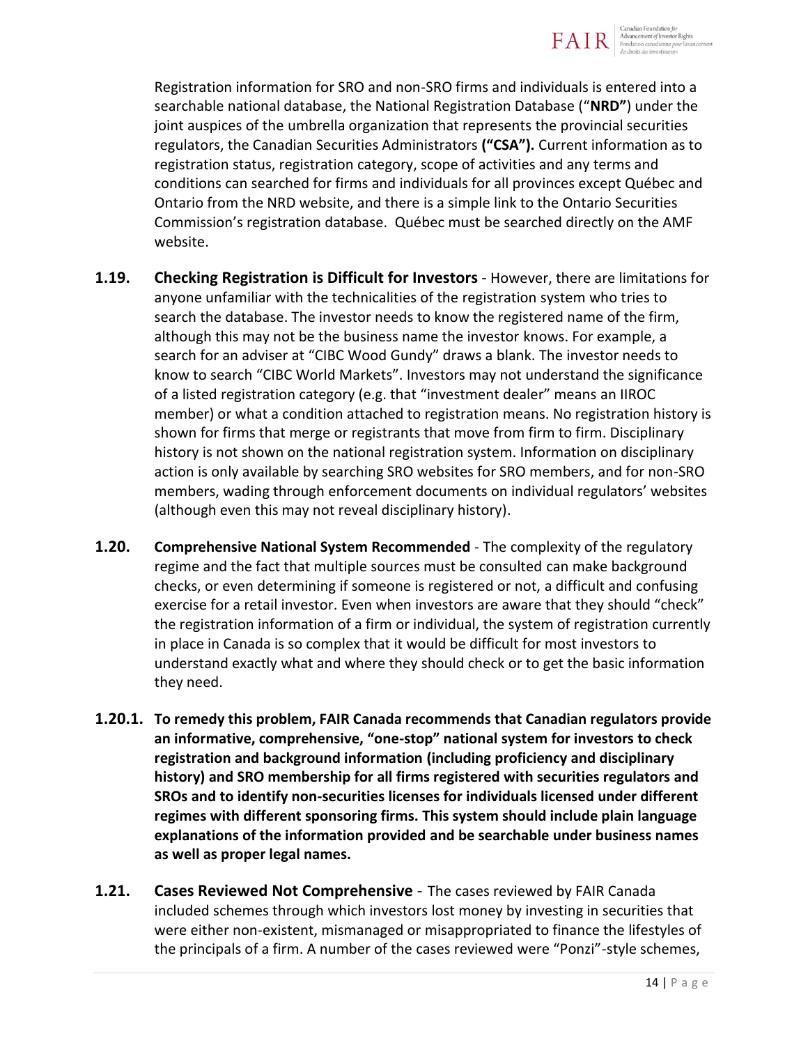Registration information for SRO and non-SRO firms and individuals is entered into a searchable national database, the National Registration Database ("**NRD"**) under the joint auspices of the umbrella organization that represents the provincial securities regulators, the Canadian Securities Administrators **("CSA").** Current information as to registration status, registration category, scope of activities and any terms and conditions can searched for firms and individuals for all provinces except Québec and Ontario from the NRD website, and there is a simple link to the Ontario Securities Commission's registration database. Québec must be searched directly on the AMF website.

**1.19. Checking Registration is Difficult for Investors** - However, there are limitations for anyone unfamiliar with the technicalities of the registration system who tries to search the database. The investor needs to know the registered name of the firm, although this may not be the business name the investor knows. For example, a search for an adviser at "CIBC Wood Gundy" draws a blank. The investor needs to know to search "CIBC World Markets". Investors may not understand the significance of a listed registration category (e.g. that "investment dealer" means an IIROC member) or what a condition attached to registration means. No registration history is shown for firms that merge or registrants that move from firm to firm. Disciplinary history is not shown on the national registration system. Information on disciplinary action is only available by searching SRO websites for SRO members, and for non-SRO members, wading through enforcement documents on individual regulators' websites (although even this may not reveal disciplinary history).

**1.20. Comprehensive National System Recommended** - The complexity of the regulatory regime and the fact that multiple sources must be consulted can make background checks, or even determining if someone is registered or not, a difficult and confusing exercise for a retail investor. Even when investors are aware that they should "check" the registration information of a firm or individual, the system of registration currently in place in Canada is so complex that it would be difficult for most investors to understand exactly what and where they should check or to get the basic information they need.

**1.20.1. To remedy this problem, FAIR Canada recommends that Canadian regulators provide an informative, comprehensive, "one-stop" national system for investors to check registration and background information (including proficiency and disciplinary history) and SRO membership for all firms registered with securities regulators and SROs and to identify non-securities licenses for individuals licensed under different regimes with different sponsoring firms. This system should include plain language explanations of the information provided and be searchable under business names as well as proper legal names.**

**1.21. Cases Reviewed Not Comprehensive** - The cases reviewed by FAIR Canada included schemes through which investors lost money by investing in securities that were either non-existent, mismanaged or misappropriated to finance the lifestyles of the principals of a firm. A number of the cases reviewed were "Ponzi"-style schemes,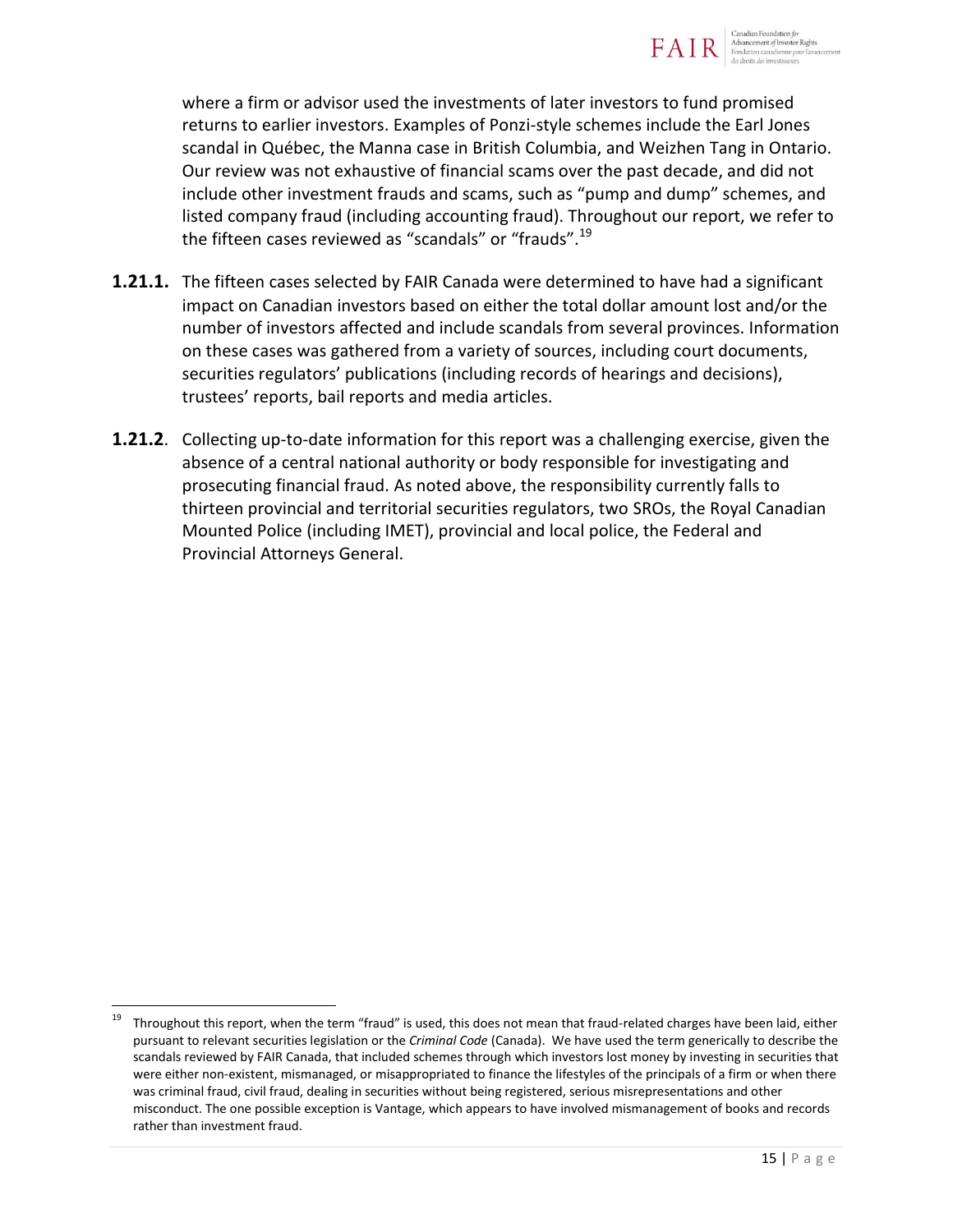where a firm or advisor used the investments of later investors to fund promised returns to earlier investors. Examples of Ponzi-style schemes include the Earl Jones scandal in Québec, the Manna case in British Columbia, and Weizhen Tang in Ontario. Our review was not exhaustive of financial scams over the past decade, and did not include other investment frauds and scams, such as "pump and dump" schemes, and listed company fraud (including accounting fraud). Throughout our report, we refer to the fifteen cases reviewed as "scandals" or "frauds".[19]

**1.21.1.** The fifteen cases selected by FAIR Canada were determined to have had a significant impact on Canadian investors based on either the total dollar amount lost and/or the number of investors affected and include scandals from several provinces. Information on these cases was gathered from a variety of sources, including court documents, securities regulators' publications (including records of hearings and decisions), trustees' reports, bail reports and media articles.

**1.21.2**. Collecting up-to-date information for this report was a challenging exercise, given the absence of a central national authority or body responsible for investigating and prosecuting financial fraud. As noted above, the responsibility currently falls to thirteen provincial and territorial securities regulators, two SROs, the Royal Canadian Mounted Police (including IMET), provincial and local police, the Federal and Provincial Attorneys General.

---

[19] Throughout this report, when the term "fraud" is used, this does not mean that fraud-related charges have been laid, either pursuant to relevant securities legislation or the *Criminal Code* (Canada). We have used the term generically to describe the scandals reviewed by FAIR Canada, that included schemes through which investors lost money by investing in securities that were either non-existent, mismanaged, or misappropriated to finance the lifestyles of the principals of a firm or when there was criminal fraud, civil fraud, dealing in securities without being registered, serious misrepresentations and other misconduct. The one possible exception is Vantage, which appears to have involved mismanagement of books and records rather than investment fraud.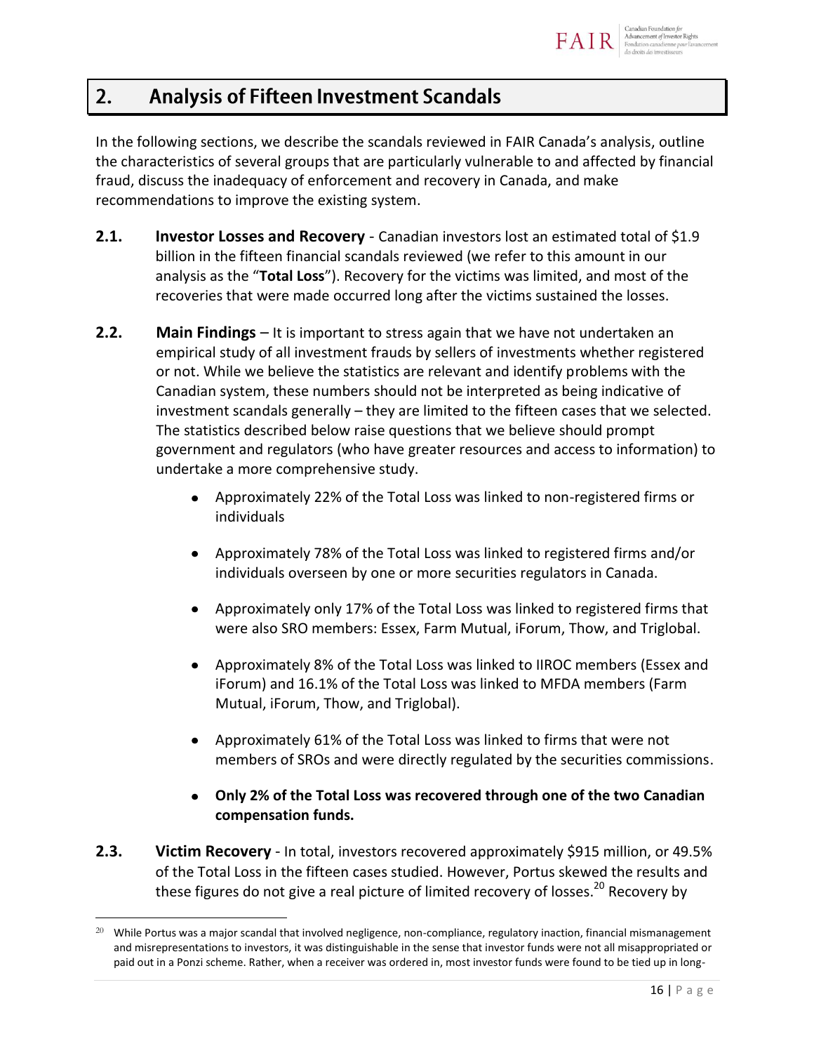## 2. Analysis of Fifteen Investment Scandals

In the following sections, we describe the scandals reviewed in FAIR Canada's analysis, outline the characteristics of several groups that are particularly vulnerable to and affected by financial fraud, discuss the inadequacy of enforcement and recovery in Canada, and make recommendations to improve the existing system.

**2.1. Investor Losses and Recovery** - Canadian investors lost an estimated total of $1.9 billion in the fifteen financial scandals reviewed (we refer to this amount in our analysis as the "**Total Loss**"). Recovery for the victims was limited, and most of the recoveries that were made occurred long after the victims sustained the losses.

**2.2. Main Findings** – It is important to stress again that we have not undertaken an empirical study of all investment frauds by sellers of investments whether registered or not. While we believe the statistics are relevant and identify problems with the Canadian system, these numbers should not be interpreted as being indicative of investment scandals generally – they are limited to the fifteen cases that we selected. The statistics described below raise questions that we believe should prompt government and regulators (who have greater resources and access to information) to undertake a more comprehensive study.

- Approximately 22% of the Total Loss was linked to non-registered firms or individuals
- Approximately 78% of the Total Loss was linked to registered firms and/or individuals overseen by one or more securities regulators in Canada.
- Approximately only 17% of the Total Loss was linked to registered firms that were also SRO members: Essex, Farm Mutual, iForum, Thow, and Triglobal.
- Approximately 8% of the Total Loss was linked to IIROC members (Essex and iForum) and 16.1% of the Total Loss was linked to MFDA members (Farm Mutual, iForum, Thow, and Triglobal).
- Approximately 61% of the Total Loss was linked to firms that were not members of SROs and were directly regulated by the securities commissions.
- **Only 2% of the Total Loss was recovered through one of the two Canadian compensation funds.**

**2.3. Victim Recovery** - In total, investors recovered approximately $915 million, or 49.5% of the Total Loss in the fifteen cases studied. However, Portus skewed the results and these figures do not give a real picture of limited recovery of losses.[20] Recovery by

[20] While Portus was a major scandal that involved negligence, non-compliance, regulatory inaction, financial mismanagement and misrepresentations to investors, it was distinguishable in the sense that investor funds were not all misappropriated or paid out in a Ponzi scheme. Rather, when a receiver was ordered in, most investor funds were found to be tied up in long-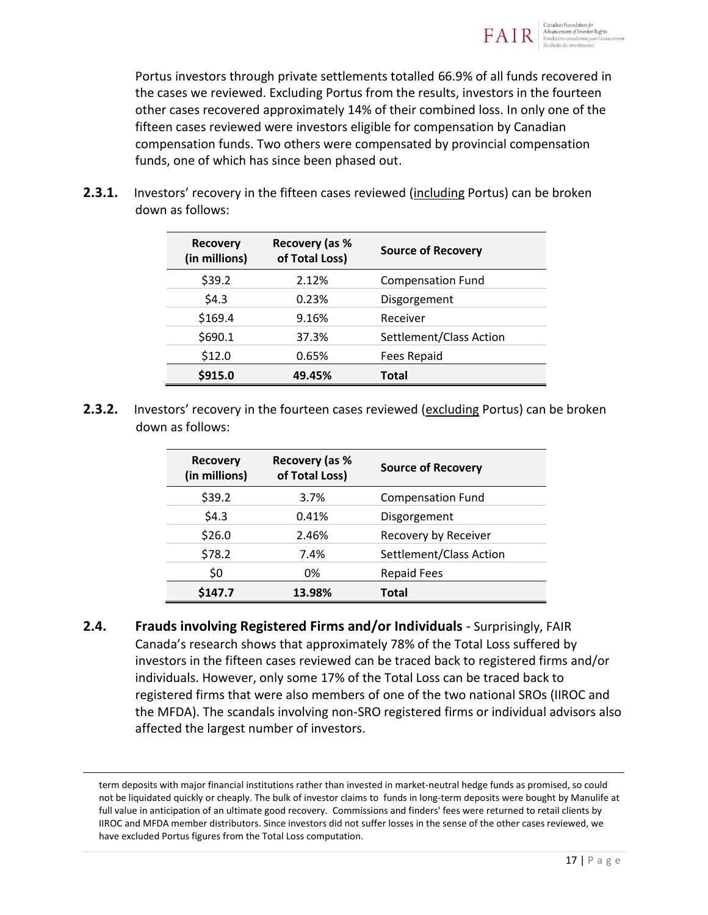Portus investors through private settlements totalled 66.9% of all funds recovered in the cases we reviewed. Excluding Portus from the results, investors in the fourteen other cases recovered approximately 14% of their combined loss. In only one of the fifteen cases reviewed were investors eligible for compensation by Canadian compensation funds. Two others were compensated by provincial compensation funds, one of which has since been phased out.

**2.3.1.** Investors' recovery in the fifteen cases reviewed (<u>including</u> Portus) can be broken down as follows:

| Recovery (in millions) | Recovery (as % of Total Loss) | Source of Recovery |
|---|---|---|
| $39.2 | 2.12% | Compensation Fund |
| $4.3 | 0.23% | Disgorgement |
| $169.4 | 9.16% | Receiver |
| $690.1 | 37.3% | Settlement/Class Action |
| $12.0 | 0.65% | Fees Repaid |
| **$915.0** | **49.45%** | **Total** |

**2.3.2.** Investors' recovery in the fourteen cases reviewed (<u>excluding</u> Portus) can be broken down as follows:

| Recovery (in millions) | Recovery (as % of Total Loss) | Source of Recovery |
|---|---|---|
| $39.2 | 3.7% | Compensation Fund |
| $4.3 | 0.41% | Disgorgement |
| $26.0 | 2.46% | Recovery by Receiver |
| $78.2 | 7.4% | Settlement/Class Action |
| $0 | 0% | Repaid Fees |
| **$147.7** | **13.98%** | **Total** |

**2.4.** **Frauds involving Registered Firms and/or Individuals** - Surprisingly, FAIR Canada's research shows that approximately 78% of the Total Loss suffered by investors in the fifteen cases reviewed can be traced back to registered firms and/or individuals. However, only some 17% of the Total Loss can be traced back to registered firms that were also members of one of the two national SROs (IIROC and the MFDA). The scandals involving non-SRO registered firms or individual advisors also affected the largest number of investors.

---

term deposits with major financial institutions rather than invested in market-neutral hedge funds as promised, so could not be liquidated quickly or cheaply. The bulk of investor claims to funds in long-term deposits were bought by Manulife at full value in anticipation of an ultimate good recovery. Commissions and finders' fees were returned to retail clients by IIROC and MFDA member distributors. Since investors did not suffer losses in the sense of the other cases reviewed, we have excluded Portus figures from the Total Loss computation.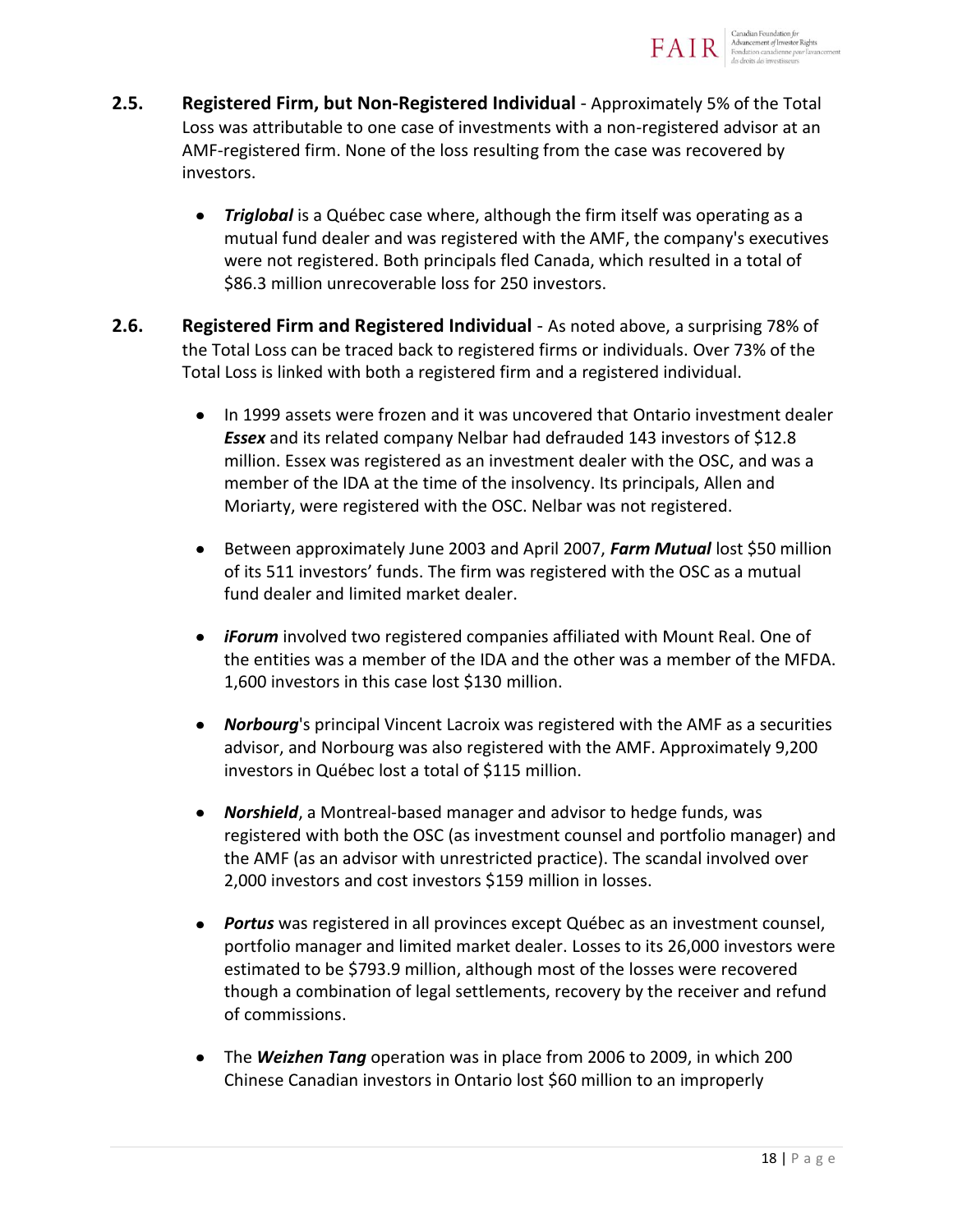**2.5. Registered Firm, but Non-Registered Individual** - Approximately 5% of the Total Loss was attributable to one case of investments with a non-registered advisor at an AMF-registered firm. None of the loss resulting from the case was recovered by investors.

- ***Triglobal*** is a Québec case where, although the firm itself was operating as a mutual fund dealer and was registered with the AMF, the company's executives were not registered. Both principals fled Canada, which resulted in a total of $86.3 million unrecoverable loss for 250 investors.

**2.6. Registered Firm and Registered Individual** - As noted above, a surprising 78% of the Total Loss can be traced back to registered firms or individuals. Over 73% of the Total Loss is linked with both a registered firm and a registered individual.

- In 1999 assets were frozen and it was uncovered that Ontario investment dealer ***Essex*** and its related company Nelbar had defrauded 143 investors of $12.8 million. Essex was registered as an investment dealer with the OSC, and was a member of the IDA at the time of the insolvency. Its principals, Allen and Moriarty, were registered with the OSC. Nelbar was not registered.

- Between approximately June 2003 and April 2007, ***Farm Mutual*** lost $50 million of its 511 investors' funds. The firm was registered with the OSC as a mutual fund dealer and limited market dealer.

- ***iForum*** involved two registered companies affiliated with Mount Real. One of the entities was a member of the IDA and the other was a member of the MFDA. 1,600 investors in this case lost $130 million.

- ***Norbourg***'s principal Vincent Lacroix was registered with the AMF as a securities advisor, and Norbourg was also registered with the AMF. Approximately 9,200 investors in Québec lost a total of $115 million.

- ***Norshield***, a Montreal-based manager and advisor to hedge funds, was registered with both the OSC (as investment counsel and portfolio manager) and the AMF (as an advisor with unrestricted practice). The scandal involved over 2,000 investors and cost investors $159 million in losses.

- ***Portus*** was registered in all provinces except Québec as an investment counsel, portfolio manager and limited market dealer. Losses to its 26,000 investors were estimated to be $793.9 million, although most of the losses were recovered though a combination of legal settlements, recovery by the receiver and refund of commissions.

- The ***Weizhen Tang*** operation was in place from 2006 to 2009, in which 200 Chinese Canadian investors in Ontario lost $60 million to an improperly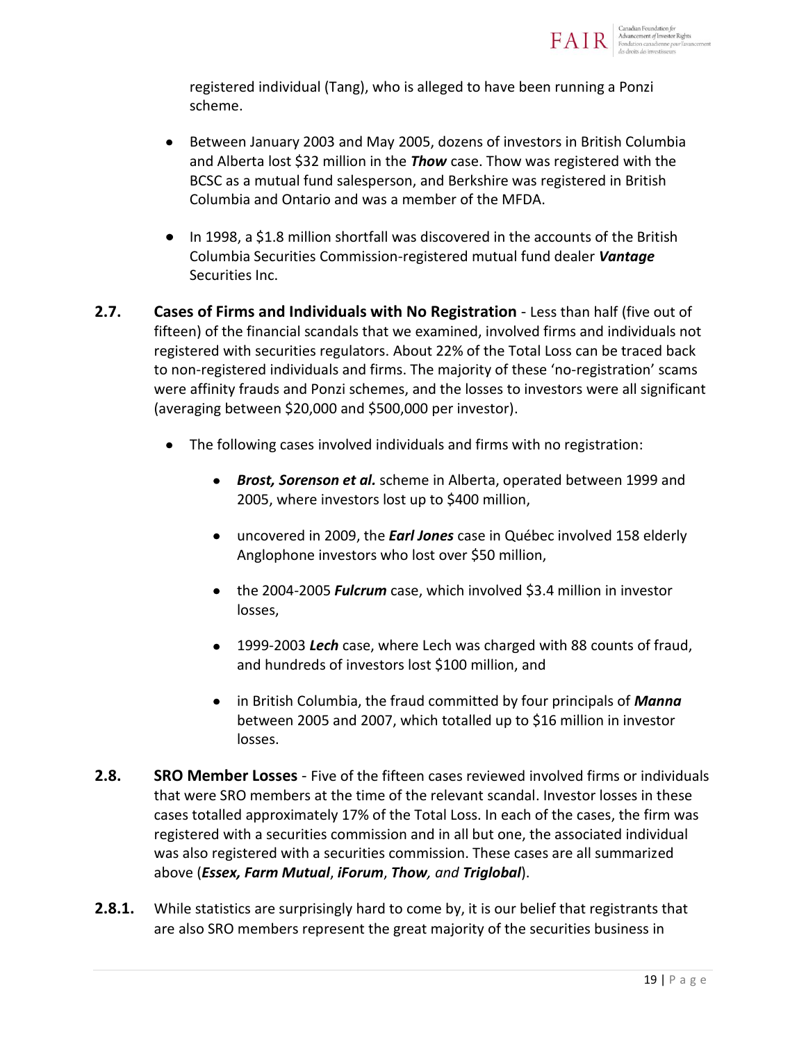registered individual (Tang), who is alleged to have been running a Ponzi scheme.

- Between January 2003 and May 2005, dozens of investors in British Columbia and Alberta lost $32 million in the ***Thow*** case. Thow was registered with the BCSC as a mutual fund salesperson, and Berkshire was registered in British Columbia and Ontario and was a member of the MFDA.

- In 1998, a $1.8 million shortfall was discovered in the accounts of the British Columbia Securities Commission-registered mutual fund dealer ***Vantage*** Securities Inc.

**2.7.** **Cases of Firms and Individuals with No Registration** - Less than half (five out of fifteen) of the financial scandals that we examined, involved firms and individuals not registered with securities regulators. About 22% of the Total Loss can be traced back to non-registered individuals and firms. The majority of these 'no-registration' scams were affinity frauds and Ponzi schemes, and the losses to investors were all significant (averaging between $20,000 and $500,000 per investor).

- The following cases involved individuals and firms with no registration:
  - ***Brost, Sorenson et al.*** scheme in Alberta, operated between 1999 and 2005, where investors lost up to $400 million,
  - uncovered in 2009, the ***Earl Jones*** case in Québec involved 158 elderly Anglophone investors who lost over $50 million,
  - the 2004-2005 ***Fulcrum*** case, which involved $3.4 million in investor losses,
  - 1999-2003 ***Lech*** case, where Lech was charged with 88 counts of fraud, and hundreds of investors lost $100 million, and
  - in British Columbia, the fraud committed by four principals of ***Manna*** between 2005 and 2007, which totalled up to $16 million in investor losses.

**2.8.** **SRO Member Losses** - Five of the fifteen cases reviewed involved firms or individuals that were SRO members at the time of the relevant scandal. Investor losses in these cases totalled approximately 17% of the Total Loss. In each of the cases, the firm was registered with a securities commission and in all but one, the associated individual was also registered with a securities commission. These cases are all summarized above (***Essex, Farm Mutual***, ***iForum***, ***Thow****, and* ***Triglobal***).

**2.8.1.** While statistics are surprisingly hard to come by, it is our belief that registrants that are also SRO members represent the great majority of the securities business in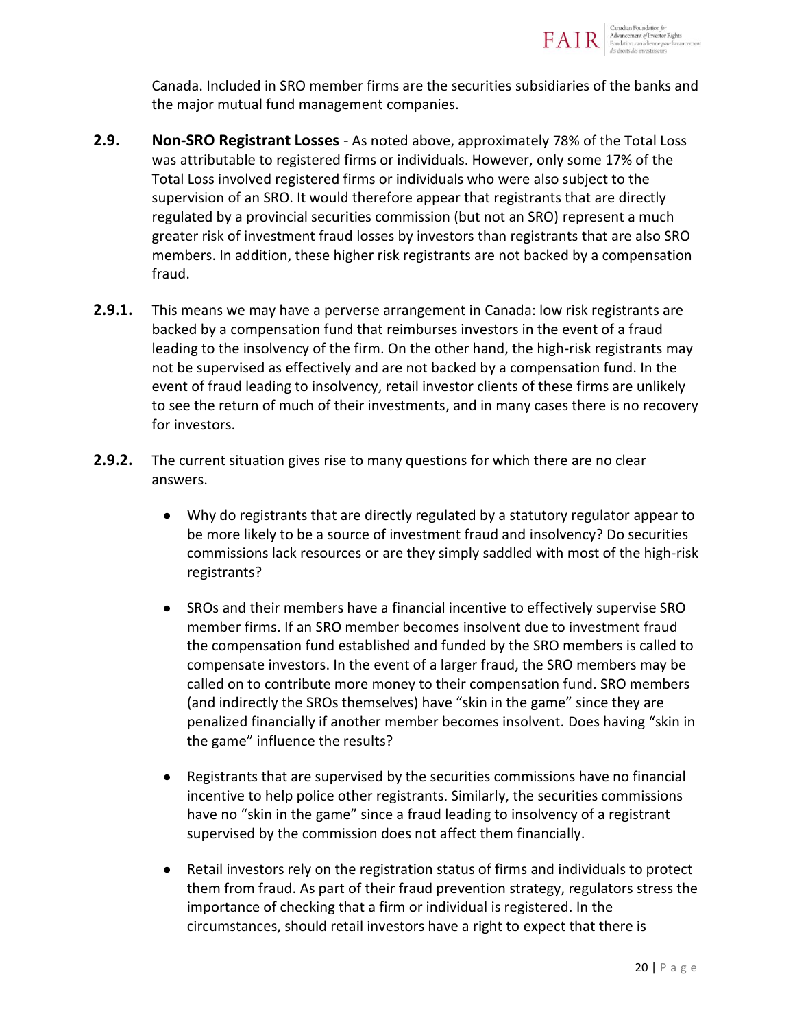Canada. Included in SRO member firms are the securities subsidiaries of the banks and the major mutual fund management companies.

**2.9. Non-SRO Registrant Losses** - As noted above, approximately 78% of the Total Loss was attributable to registered firms or individuals. However, only some 17% of the Total Loss involved registered firms or individuals who were also subject to the supervision of an SRO. It would therefore appear that registrants that are directly regulated by a provincial securities commission (but not an SRO) represent a much greater risk of investment fraud losses by investors than registrants that are also SRO members. In addition, these higher risk registrants are not backed by a compensation fraud.

**2.9.1.** This means we may have a perverse arrangement in Canada: low risk registrants are backed by a compensation fund that reimburses investors in the event of a fraud leading to the insolvency of the firm. On the other hand, the high-risk registrants may not be supervised as effectively and are not backed by a compensation fund. In the event of fraud leading to insolvency, retail investor clients of these firms are unlikely to see the return of much of their investments, and in many cases there is no recovery for investors.

**2.9.2.** The current situation gives rise to many questions for which there are no clear answers.

- Why do registrants that are directly regulated by a statutory regulator appear to be more likely to be a source of investment fraud and insolvency? Do securities commissions lack resources or are they simply saddled with most of the high-risk registrants?
- SROs and their members have a financial incentive to effectively supervise SRO member firms. If an SRO member becomes insolvent due to investment fraud the compensation fund established and funded by the SRO members is called to compensate investors. In the event of a larger fraud, the SRO members may be called on to contribute more money to their compensation fund. SRO members (and indirectly the SROs themselves) have "skin in the game" since they are penalized financially if another member becomes insolvent. Does having "skin in the game" influence the results?
- Registrants that are supervised by the securities commissions have no financial incentive to help police other registrants. Similarly, the securities commissions have no "skin in the game" since a fraud leading to insolvency of a registrant supervised by the commission does not affect them financially.
- Retail investors rely on the registration status of firms and individuals to protect them from fraud. As part of their fraud prevention strategy, regulators stress the importance of checking that a firm or individual is registered. In the circumstances, should retail investors have a right to expect that there is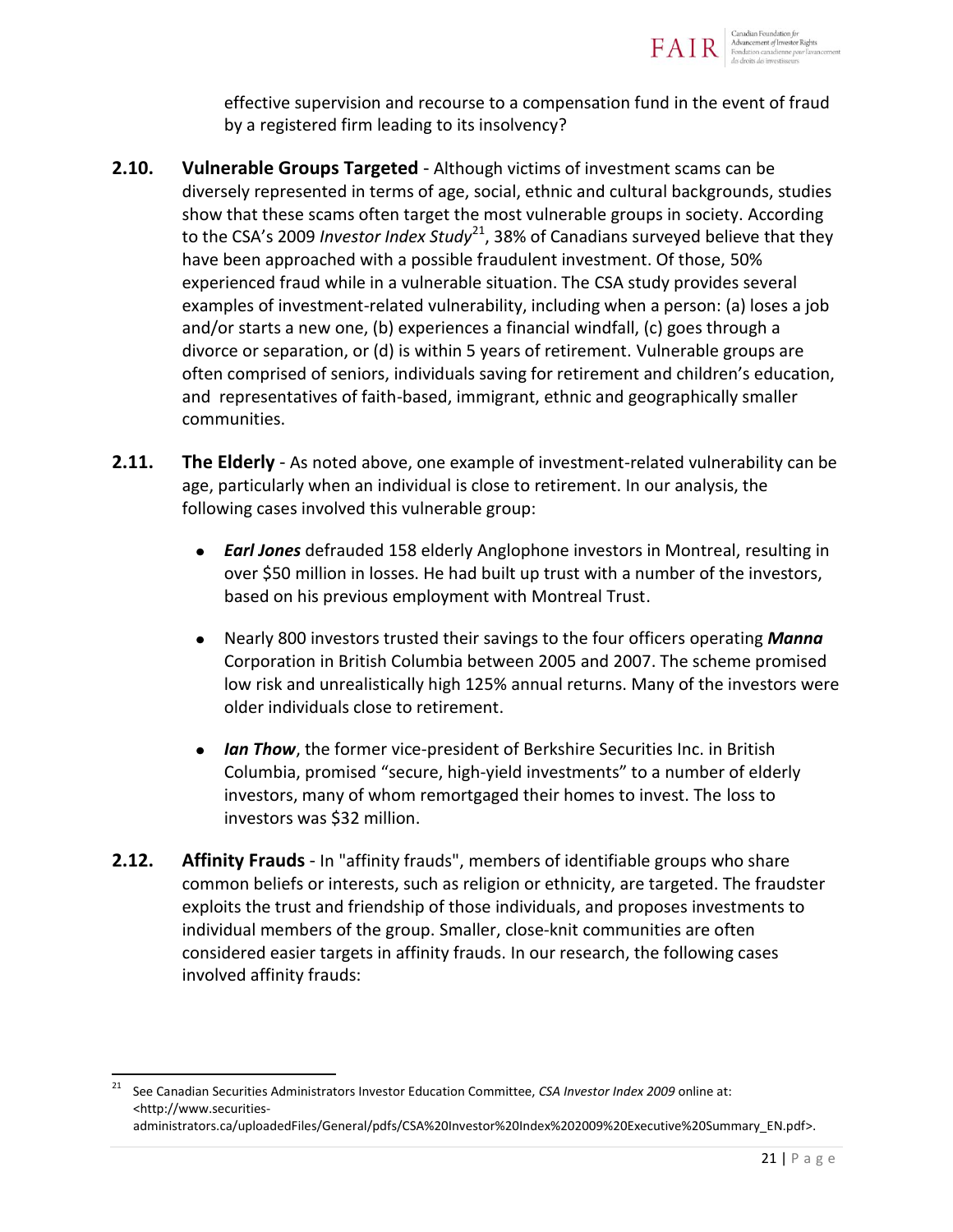effective supervision and recourse to a compensation fund in the event of fraud by a registered firm leading to its insolvency?

**2.10. Vulnerable Groups Targeted** - Although victims of investment scams can be diversely represented in terms of age, social, ethnic and cultural backgrounds, studies show that these scams often target the most vulnerable groups in society. According to the CSA's 2009 *Investor Index Study*[21], 38% of Canadians surveyed believe that they have been approached with a possible fraudulent investment. Of those, 50% experienced fraud while in a vulnerable situation. The CSA study provides several examples of investment-related vulnerability, including when a person: (a) loses a job and/or starts a new one, (b) experiences a financial windfall, (c) goes through a divorce or separation, or (d) is within 5 years of retirement. Vulnerable groups are often comprised of seniors, individuals saving for retirement and children's education, and representatives of faith-based, immigrant, ethnic and geographically smaller communities.

**2.11. The Elderly** - As noted above, one example of investment-related vulnerability can be age, particularly when an individual is close to retirement. In our analysis, the following cases involved this vulnerable group:

- ***Earl Jones*** defrauded 158 elderly Anglophone investors in Montreal, resulting in over $50 million in losses. He had built up trust with a number of the investors, based on his previous employment with Montreal Trust.
- Nearly 800 investors trusted their savings to the four officers operating ***Manna*** Corporation in British Columbia between 2005 and 2007. The scheme promised low risk and unrealistically high 125% annual returns. Many of the investors were older individuals close to retirement.
- ***Ian Thow***, the former vice-president of Berkshire Securities Inc. in British Columbia, promised "secure, high-yield investments" to a number of elderly investors, many of whom remortgaged their homes to invest. The loss to investors was $32 million.

**2.12. Affinity Frauds** - In "affinity frauds", members of identifiable groups who share common beliefs or interests, such as religion or ethnicity, are targeted. The fraudster exploits the trust and friendship of those individuals, and proposes investments to individual members of the group. Smaller, close-knit communities are often considered easier targets in affinity frauds. In our research, the following cases involved affinity frauds:

---

[21] See Canadian Securities Administrators Investor Education Committee, *CSA Investor Index 2009* online at: <http://www.securities-administrators.ca/uploadedFiles/General/pdfs/CSA%20Investor%20Index%202009%20Executive%20Summary_EN.pdf>.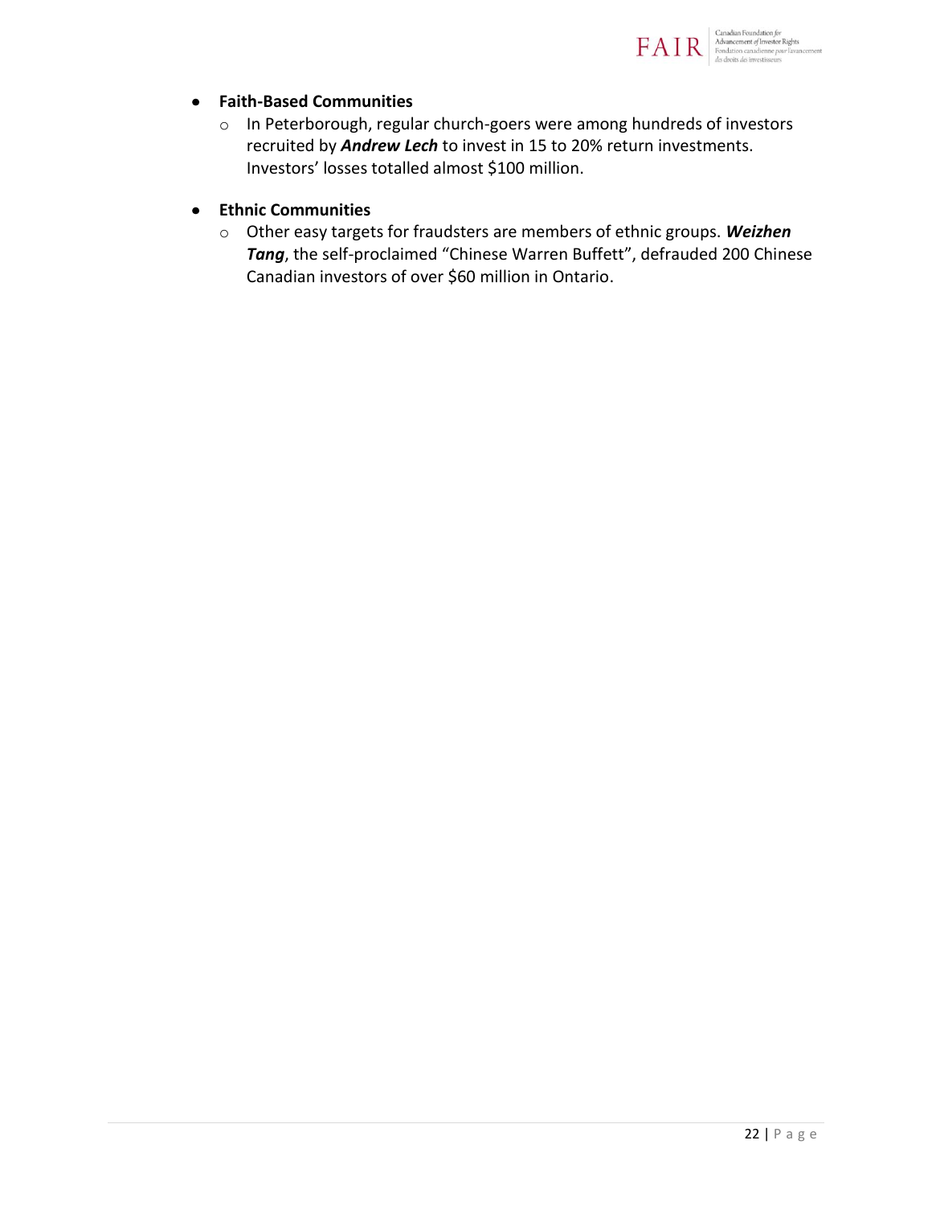- **Faith-Based Communities**
    - In Peterborough, regular church-goers were among hundreds of investors recruited by ***Andrew Lech*** to invest in 15 to 20% return investments. Investors' losses totalled almost $100 million.

- **Ethnic Communities**
    - Other easy targets for fraudsters are members of ethnic groups. ***Weizhen Tang***, the self-proclaimed "Chinese Warren Buffett", defrauded 200 Chinese Canadian investors of over $60 million in Ontario.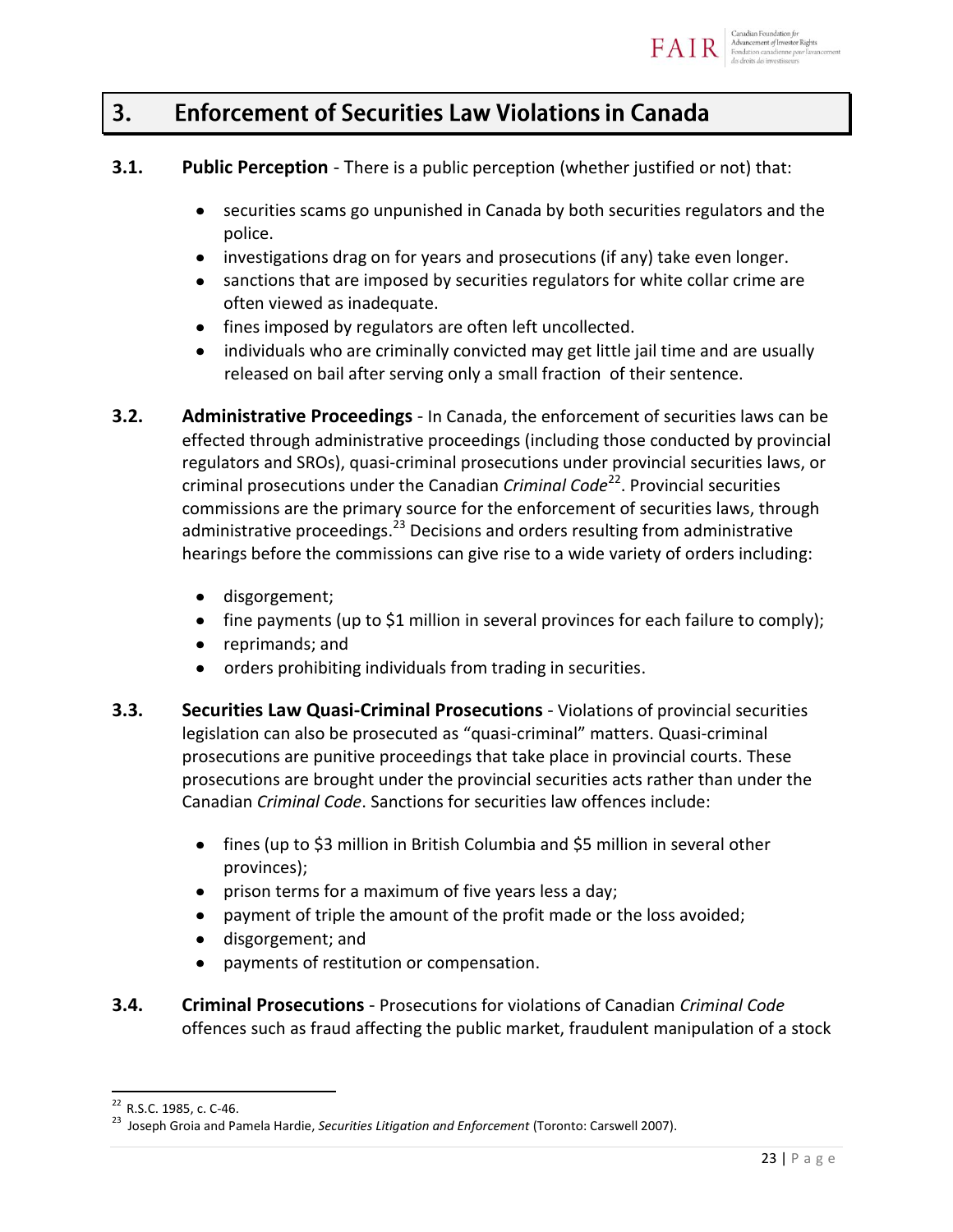## 3. Enforcement of Securities Law Violations in Canada

**3.1. Public Perception** - There is a public perception (whether justified or not) that:

- securities scams go unpunished in Canada by both securities regulators and the police.
- investigations drag on for years and prosecutions (if any) take even longer.
- sanctions that are imposed by securities regulators for white collar crime are often viewed as inadequate.
- fines imposed by regulators are often left uncollected.
- individuals who are criminally convicted may get little jail time and are usually released on bail after serving only a small fraction of their sentence.

**3.2. Administrative Proceedings** - In Canada, the enforcement of securities laws can be effected through administrative proceedings (including those conducted by provincial regulators and SROs), quasi-criminal prosecutions under provincial securities laws, or criminal prosecutions under the Canadian *Criminal Code*[22]. Provincial securities commissions are the primary source for the enforcement of securities laws, through administrative proceedings.[23] Decisions and orders resulting from administrative hearings before the commissions can give rise to a wide variety of orders including:

- disgorgement;
- fine payments (up to $1 million in several provinces for each failure to comply);
- reprimands; and
- orders prohibiting individuals from trading in securities.

**3.3. Securities Law Quasi-Criminal Prosecutions** - Violations of provincial securities legislation can also be prosecuted as "quasi-criminal" matters. Quasi-criminal prosecutions are punitive proceedings that take place in provincial courts. These prosecutions are brought under the provincial securities acts rather than under the Canadian *Criminal Code*. Sanctions for securities law offences include:

- fines (up to $3 million in British Columbia and $5 million in several other provinces);
- prison terms for a maximum of five years less a day;
- payment of triple the amount of the profit made or the loss avoided;
- disgorgement; and
- payments of restitution or compensation.

**3.4. Criminal Prosecutions** - Prosecutions for violations of Canadian *Criminal Code* offences such as fraud affecting the public market, fraudulent manipulation of a stock

[22] R.S.C. 1985, c. C-46.

[23] Joseph Groia and Pamela Hardie, *Securities Litigation and Enforcement* (Toronto: Carswell 2007).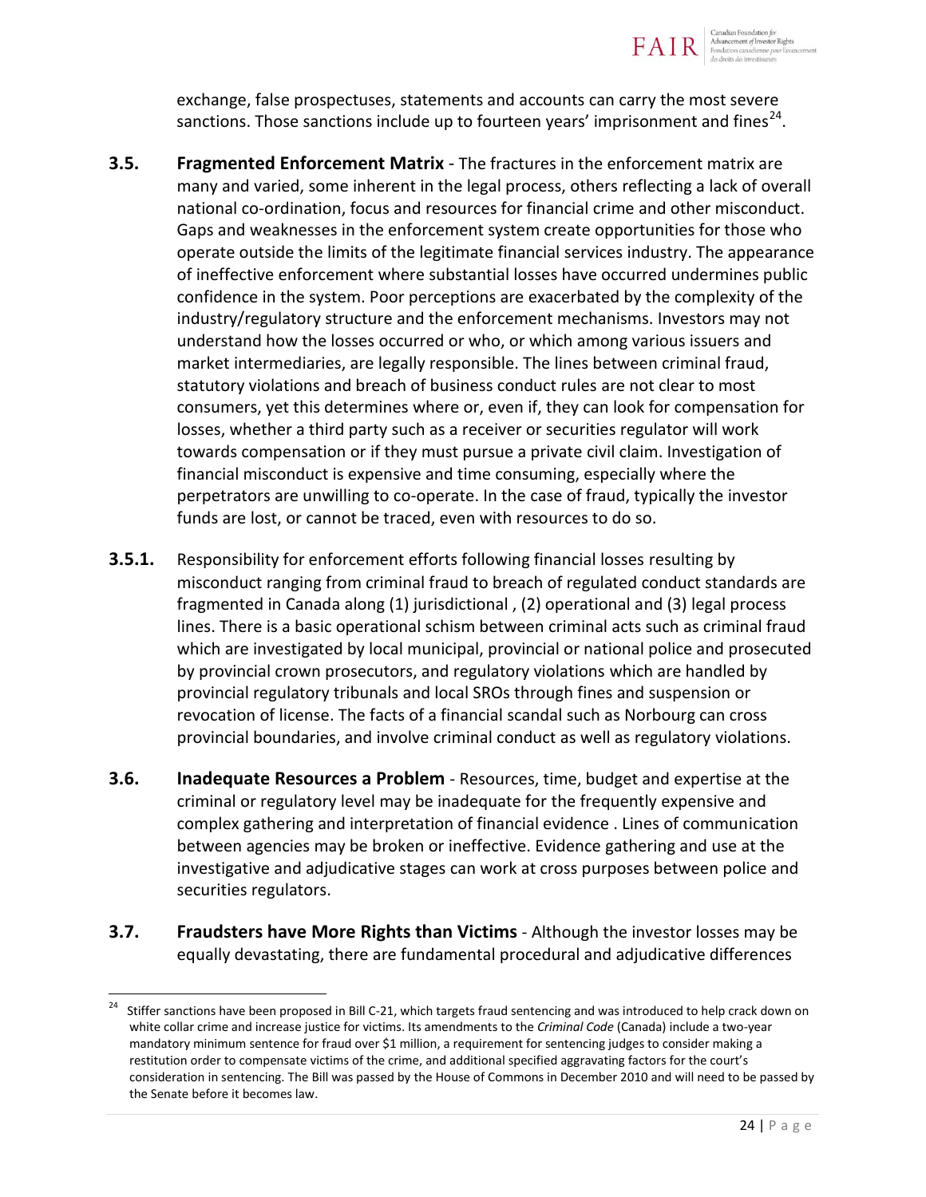exchange, false prospectuses, statements and accounts can carry the most severe sanctions. Those sanctions include up to fourteen years' imprisonment and fines[24].

**3.5.** **Fragmented Enforcement Matrix** - The fractures in the enforcement matrix are many and varied, some inherent in the legal process, others reflecting a lack of overall national co-ordination, focus and resources for financial crime and other misconduct. Gaps and weaknesses in the enforcement system create opportunities for those who operate outside the limits of the legitimate financial services industry. The appearance of ineffective enforcement where substantial losses have occurred undermines public confidence in the system. Poor perceptions are exacerbated by the complexity of the industry/regulatory structure and the enforcement mechanisms. Investors may not understand how the losses occurred or who, or which among various issuers and market intermediaries, are legally responsible. The lines between criminal fraud, statutory violations and breach of business conduct rules are not clear to most consumers, yet this determines where or, even if, they can look for compensation for losses, whether a third party such as a receiver or securities regulator will work towards compensation or if they must pursue a private civil claim. Investigation of financial misconduct is expensive and time consuming, especially where the perpetrators are unwilling to co-operate. In the case of fraud, typically the investor funds are lost, or cannot be traced, even with resources to do so.

**3.5.1.** Responsibility for enforcement efforts following financial losses resulting by misconduct ranging from criminal fraud to breach of regulated conduct standards are fragmented in Canada along (1) jurisdictional , (2) operational and (3) legal process lines. There is a basic operational schism between criminal acts such as criminal fraud which are investigated by local municipal, provincial or national police and prosecuted by provincial crown prosecutors, and regulatory violations which are handled by provincial regulatory tribunals and local SROs through fines and suspension or revocation of license. The facts of a financial scandal such as Norbourg can cross provincial boundaries, and involve criminal conduct as well as regulatory violations.

**3.6.** **Inadequate Resources a Problem** - Resources, time, budget and expertise at the criminal or regulatory level may be inadequate for the frequently expensive and complex gathering and interpretation of financial evidence . Lines of communication between agencies may be broken or ineffective. Evidence gathering and use at the investigative and adjudicative stages can work at cross purposes between police and securities regulators.

**3.7.** **Fraudsters have More Rights than Victims** - Although the investor losses may be equally devastating, there are fundamental procedural and adjudicative differences

---

[24] Stiffer sanctions have been proposed in Bill C-21, which targets fraud sentencing and was introduced to help crack down on white collar crime and increase justice for victims. Its amendments to the *Criminal Code* (Canada) include a two-year mandatory minimum sentence for fraud over $1 million, a requirement for sentencing judges to consider making a restitution order to compensate victims of the crime, and additional specified aggravating factors for the court's consideration in sentencing. The Bill was passed by the House of Commons in December 2010 and will need to be passed by the Senate before it becomes law.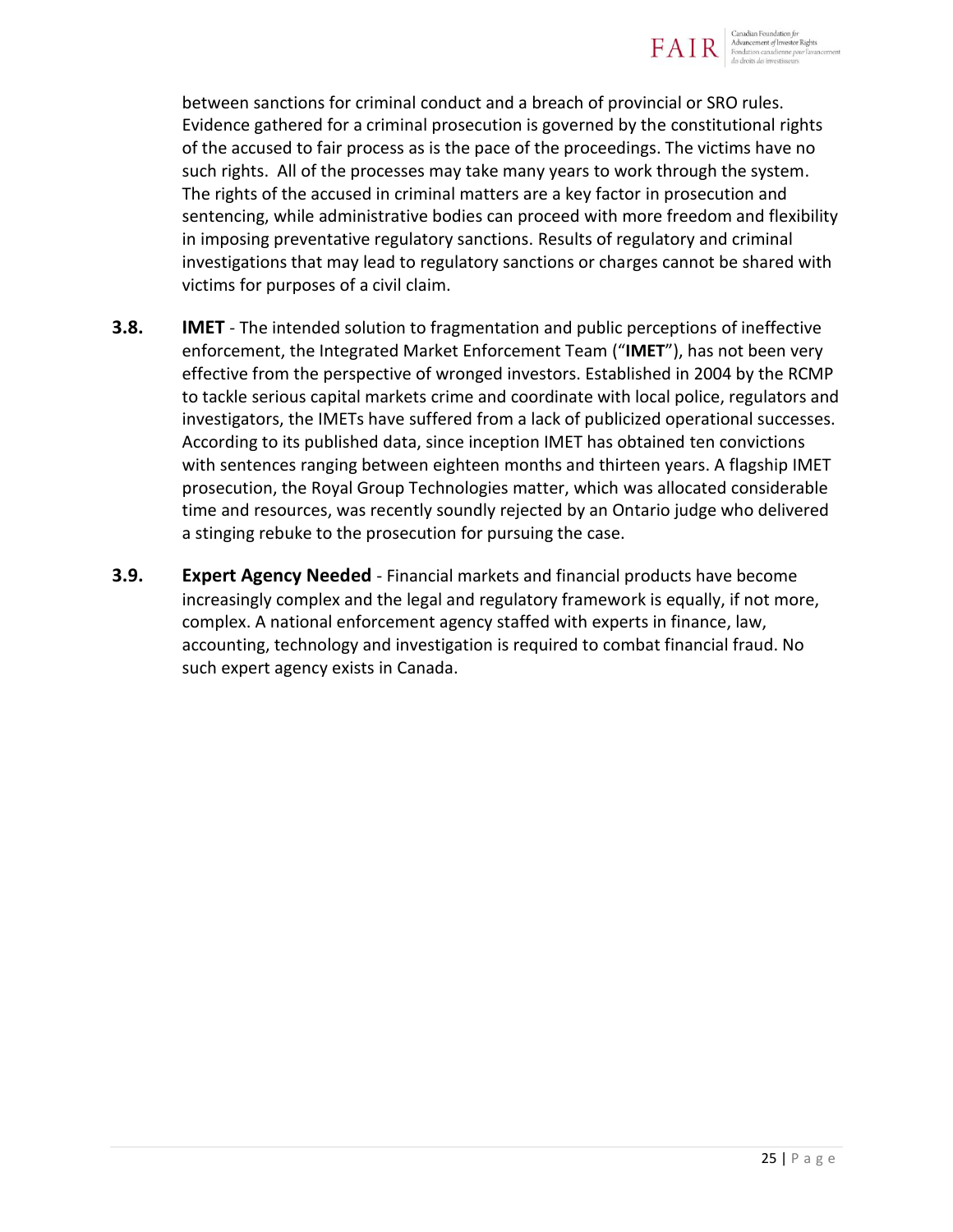between sanctions for criminal conduct and a breach of provincial or SRO rules. Evidence gathered for a criminal prosecution is governed by the constitutional rights of the accused to fair process as is the pace of the proceedings. The victims have no such rights. All of the processes may take many years to work through the system. The rights of the accused in criminal matters are a key factor in prosecution and sentencing, while administrative bodies can proceed with more freedom and flexibility in imposing preventative regulatory sanctions. Results of regulatory and criminal investigations that may lead to regulatory sanctions or charges cannot be shared with victims for purposes of a civil claim.

**3.8.** **IMET** - The intended solution to fragmentation and public perceptions of ineffective enforcement, the Integrated Market Enforcement Team ("**IMET**"), has not been very effective from the perspective of wronged investors. Established in 2004 by the RCMP to tackle serious capital markets crime and coordinate with local police, regulators and investigators, the IMETs have suffered from a lack of publicized operational successes. According to its published data, since inception IMET has obtained ten convictions with sentences ranging between eighteen months and thirteen years. A flagship IMET prosecution, the Royal Group Technologies matter, which was allocated considerable time and resources, was recently soundly rejected by an Ontario judge who delivered a stinging rebuke to the prosecution for pursuing the case.

**3.9.** **Expert Agency Needed** - Financial markets and financial products have become increasingly complex and the legal and regulatory framework is equally, if not more, complex. A national enforcement agency staffed with experts in finance, law, accounting, technology and investigation is required to combat financial fraud. No such expert agency exists in Canada.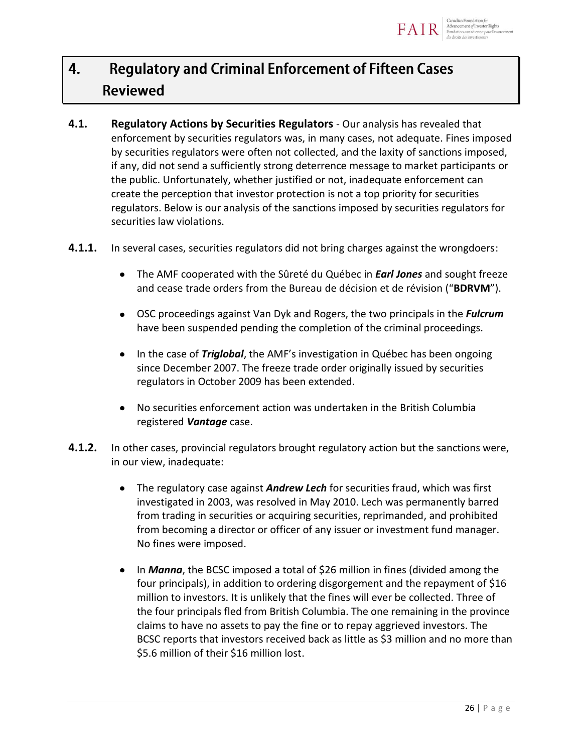# 4. Regulatory and Criminal Enforcement of Fifteen Cases Reviewed

**4.1. Regulatory Actions by Securities Regulators** - Our analysis has revealed that enforcement by securities regulators was, in many cases, not adequate. Fines imposed by securities regulators were often not collected, and the laxity of sanctions imposed, if any, did not send a sufficiently strong deterrence message to market participants or the public. Unfortunately, whether justified or not, inadequate enforcement can create the perception that investor protection is not a top priority for securities regulators. Below is our analysis of the sanctions imposed by securities regulators for securities law violations.

**4.1.1.** In several cases, securities regulators did not bring charges against the wrongdoers:

- The AMF cooperated with the Sûreté du Québec in ***Earl Jones*** and sought freeze and cease trade orders from the Bureau de décision et de révision ("**BDRVM**").
- OSC proceedings against Van Dyk and Rogers, the two principals in the ***Fulcrum*** have been suspended pending the completion of the criminal proceedings.
- In the case of ***Triglobal***, the AMF's investigation in Québec has been ongoing since December 2007. The freeze trade order originally issued by securities regulators in October 2009 has been extended.
- No securities enforcement action was undertaken in the British Columbia registered ***Vantage*** case.

**4.1.2.** In other cases, provincial regulators brought regulatory action but the sanctions were, in our view, inadequate:

- The regulatory case against ***Andrew Lech*** for securities fraud, which was first investigated in 2003, was resolved in May 2010. Lech was permanently barred from trading in securities or acquiring securities, reprimanded, and prohibited from becoming a director or officer of any issuer or investment fund manager. No fines were imposed.
- In ***Manna***, the BCSC imposed a total of $26 million in fines (divided among the four principals), in addition to ordering disgorgement and the repayment of $16 million to investors. It is unlikely that the fines will ever be collected. Three of the four principals fled from British Columbia. The one remaining in the province claims to have no assets to pay the fine or to repay aggrieved investors. The BCSC reports that investors received back as little as $3 million and no more than $5.6 million of their $16 million lost.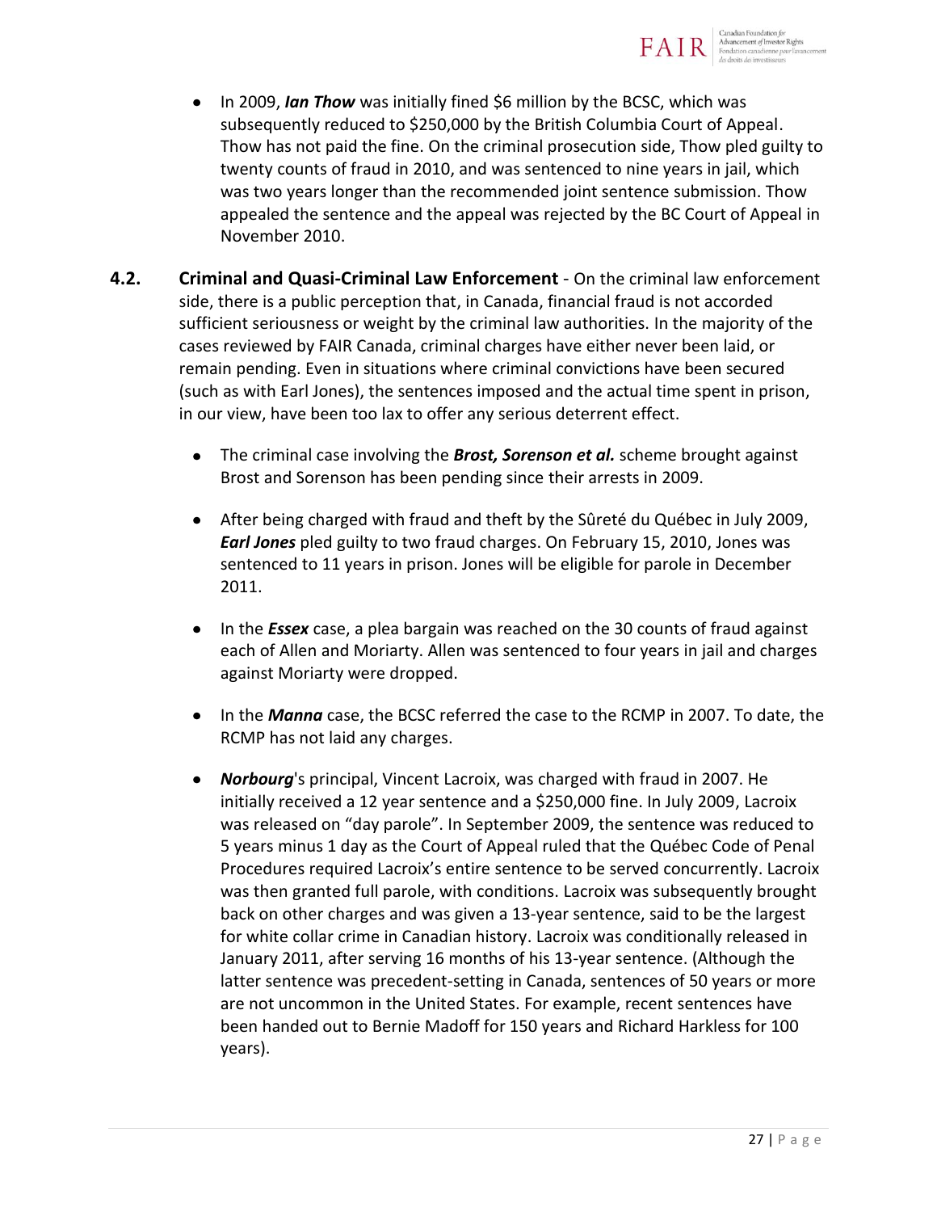- In 2009, ***Ian Thow*** was initially fined $6 million by the BCSC, which was subsequently reduced to $250,000 by the British Columbia Court of Appeal. Thow has not paid the fine. On the criminal prosecution side, Thow pled guilty to twenty counts of fraud in 2010, and was sentenced to nine years in jail, which was two years longer than the recommended joint sentence submission. Thow appealed the sentence and the appeal was rejected by the BC Court of Appeal in November 2010.

**4.2. Criminal and Quasi-Criminal Law Enforcement** - On the criminal law enforcement side, there is a public perception that, in Canada, financial fraud is not accorded sufficient seriousness or weight by the criminal law authorities. In the majority of the cases reviewed by FAIR Canada, criminal charges have either never been laid, or remain pending. Even in situations where criminal convictions have been secured (such as with Earl Jones), the sentences imposed and the actual time spent in prison, in our view, have been too lax to offer any serious deterrent effect.

- The criminal case involving the ***Brost, Sorenson et al.*** scheme brought against Brost and Sorenson has been pending since their arrests in 2009.

- After being charged with fraud and theft by the Sûreté du Québec in July 2009, ***Earl Jones*** pled guilty to two fraud charges. On February 15, 2010, Jones was sentenced to 11 years in prison. Jones will be eligible for parole in December 2011.

- In the ***Essex*** case, a plea bargain was reached on the 30 counts of fraud against each of Allen and Moriarty. Allen was sentenced to four years in jail and charges against Moriarty were dropped.

- In the ***Manna*** case, the BCSC referred the case to the RCMP in 2007. To date, the RCMP has not laid any charges.

- ***Norbourg***'s principal, Vincent Lacroix, was charged with fraud in 2007. He initially received a 12 year sentence and a $250,000 fine. In July 2009, Lacroix was released on "day parole". In September 2009, the sentence was reduced to 5 years minus 1 day as the Court of Appeal ruled that the Québec Code of Penal Procedures required Lacroix's entire sentence to be served concurrently. Lacroix was then granted full parole, with conditions. Lacroix was subsequently brought back on other charges and was given a 13-year sentence, said to be the largest for white collar crime in Canadian history. Lacroix was conditionally released in January 2011, after serving 16 months of his 13-year sentence. (Although the latter sentence was precedent-setting in Canada, sentences of 50 years or more are not uncommon in the United States. For example, recent sentences have been handed out to Bernie Madoff for 150 years and Richard Harkless for 100 years).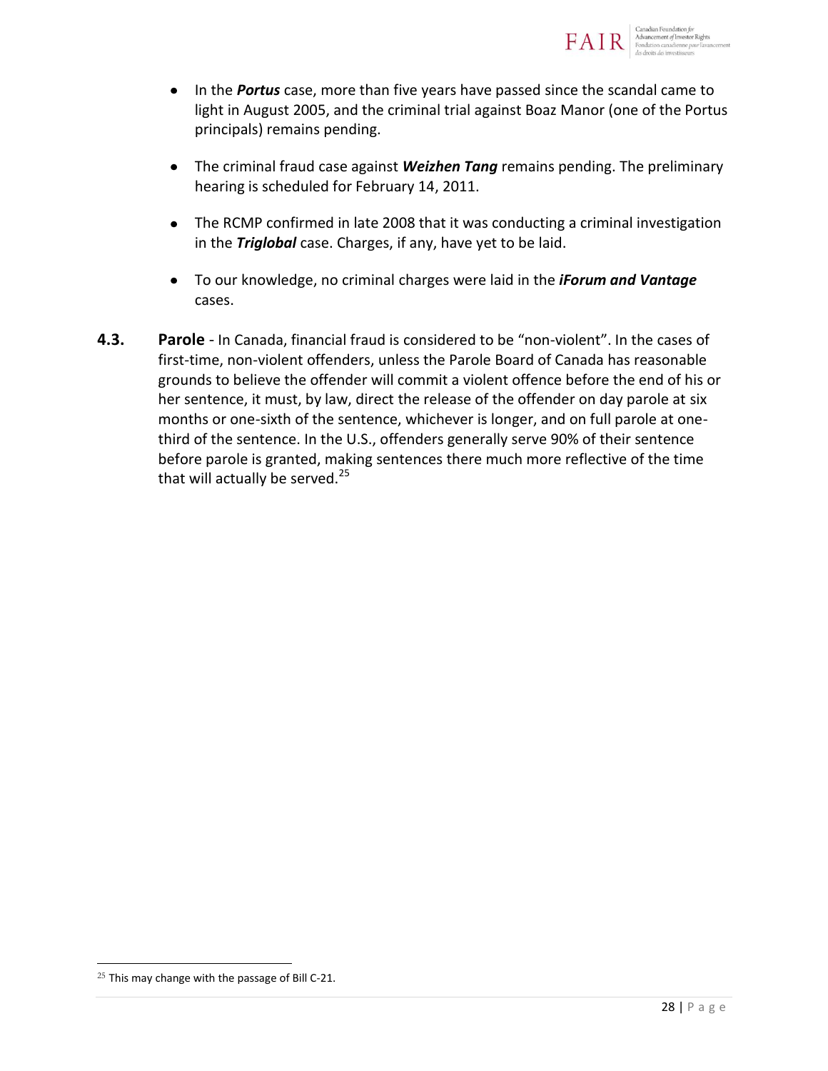- In the ***Portus*** case, more than five years have passed since the scandal came to light in August 2005, and the criminal trial against Boaz Manor (one of the Portus principals) remains pending.

- The criminal fraud case against ***Weizhen Tang*** remains pending. The preliminary hearing is scheduled for February 14, 2011.

- The RCMP confirmed in late 2008 that it was conducting a criminal investigation in the ***Triglobal*** case. Charges, if any, have yet to be laid.

- To our knowledge, no criminal charges were laid in the ***iForum and Vantage*** cases.

**4.3.** **Parole** - In Canada, financial fraud is considered to be "non-violent". In the cases of first-time, non-violent offenders, unless the Parole Board of Canada has reasonable grounds to believe the offender will commit a violent offence before the end of his or her sentence, it must, by law, direct the release of the offender on day parole at six months or one-sixth of the sentence, whichever is longer, and on full parole at one-third of the sentence. In the U.S., offenders generally serve 90% of their sentence before parole is granted, making sentences there much more reflective of the time that will actually be served.[25]

---

[25] This may change with the passage of Bill C-21.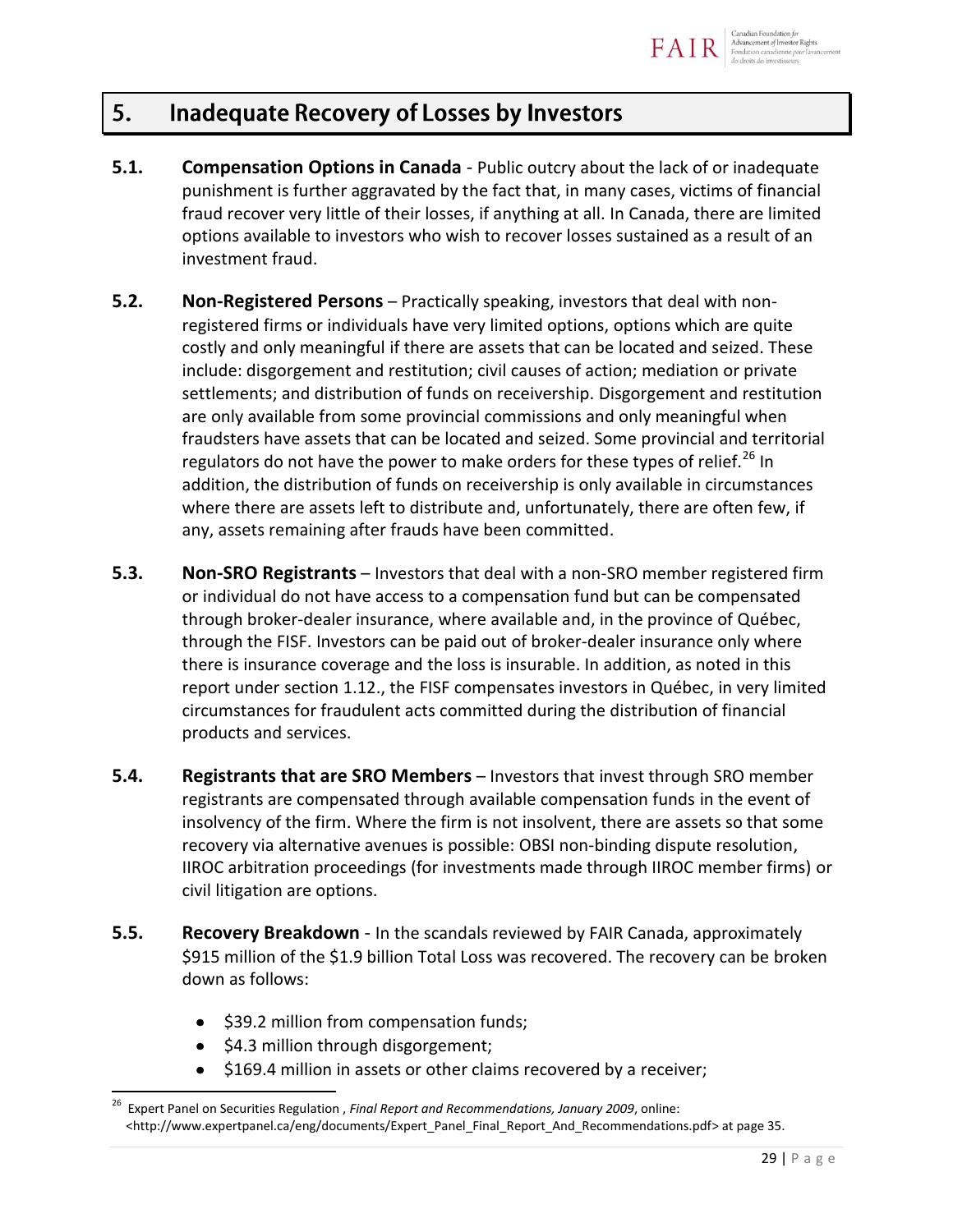## 5. Inadequate Recovery of Losses by Investors

**5.1. Compensation Options in Canada** - Public outcry about the lack of or inadequate punishment is further aggravated by the fact that, in many cases, victims of financial fraud recover very little of their losses, if anything at all. In Canada, there are limited options available to investors who wish to recover losses sustained as a result of an investment fraud.

**5.2. Non-Registered Persons** – Practically speaking, investors that deal with non-registered firms or individuals have very limited options, options which are quite costly and only meaningful if there are assets that can be located and seized. These include: disgorgement and restitution; civil causes of action; mediation or private settlements; and distribution of funds on receivership. Disgorgement and restitution are only available from some provincial commissions and only meaningful when fraudsters have assets that can be located and seized. Some provincial and territorial regulators do not have the power to make orders for these types of relief.[26] In addition, the distribution of funds on receivership is only available in circumstances where there are assets left to distribute and, unfortunately, there are often few, if any, assets remaining after frauds have been committed.

**5.3. Non-SRO Registrants** – Investors that deal with a non-SRO member registered firm or individual do not have access to a compensation fund but can be compensated through broker-dealer insurance, where available and, in the province of Québec, through the FISF. Investors can be paid out of broker-dealer insurance only where there is insurance coverage and the loss is insurable. In addition, as noted in this report under section 1.12., the FISF compensates investors in Québec, in very limited circumstances for fraudulent acts committed during the distribution of financial products and services.

**5.4. Registrants that are SRO Members** – Investors that invest through SRO member registrants are compensated through available compensation funds in the event of insolvency of the firm. Where the firm is not insolvent, there are assets so that some recovery via alternative avenues is possible: OBSI non-binding dispute resolution, IIROC arbitration proceedings (for investments made through IIROC member firms) or civil litigation are options.

**5.5. Recovery Breakdown** - In the scandals reviewed by FAIR Canada, approximately $915 million of the $1.9 billion Total Loss was recovered. The recovery can be broken down as follows:

- $39.2 million from compensation funds;
- $4.3 million through disgorgement;
- $169.4 million in assets or other claims recovered by a receiver;

---

[26] Expert Panel on Securities Regulation , *Final Report and Recommendations, January 2009*, online: <http://www.expertpanel.ca/eng/documents/Expert_Panel_Final_Report_And_Recommendations.pdf> at page 35.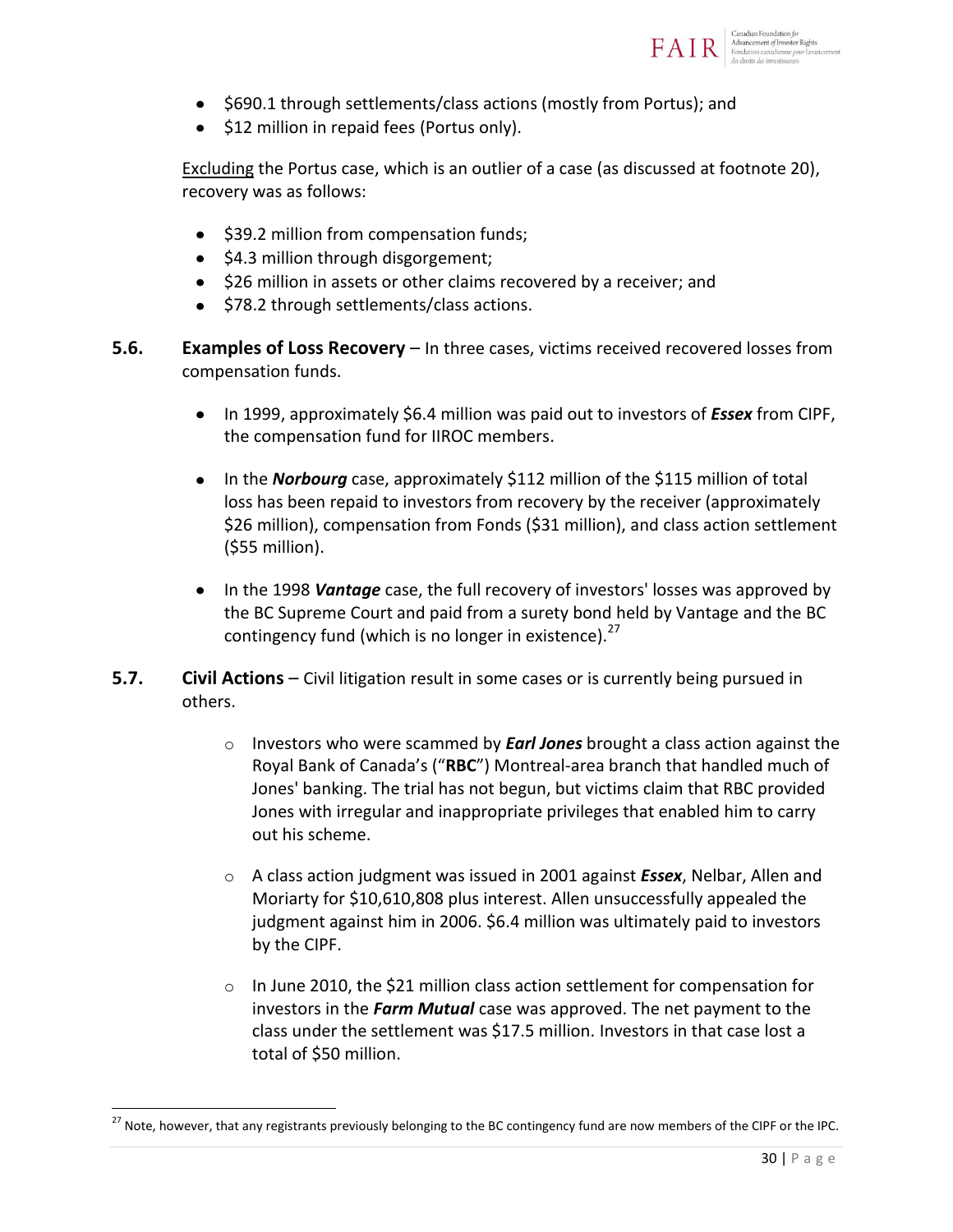- $690.1 through settlements/class actions (mostly from Portus); and
- $12 million in repaid fees (Portus only).

Excluding the Portus case, which is an outlier of a case (as discussed at footnote 20), recovery was as follows:

- $39.2 million from compensation funds;
- $4.3 million through disgorgement;
- $26 million in assets or other claims recovered by a receiver; and
- $78.2 through settlements/class actions.

**5.6.** **Examples of Loss Recovery** – In three cases, victims received recovered losses from compensation funds.

- In 1999, approximately $6.4 million was paid out to investors of ***Essex*** from CIPF, the compensation fund for IIROC members.
- In the ***Norbourg*** case, approximately $112 million of the $115 million of total loss has been repaid to investors from recovery by the receiver (approximately $26 million), compensation from Fonds ($31 million), and class action settlement ($55 million).
- In the 1998 ***Vantage*** case, the full recovery of investors' losses was approved by the BC Supreme Court and paid from a surety bond held by Vantage and the BC contingency fund (which is no longer in existence).[27]

**5.7.** **Civil Actions** – Civil litigation result in some cases or is currently being pursued in others.

- Investors who were scammed by ***Earl Jones*** brought a class action against the Royal Bank of Canada's ("**RBC**") Montreal-area branch that handled much of Jones' banking. The trial has not begun, but victims claim that RBC provided Jones with irregular and inappropriate privileges that enabled him to carry out his scheme.
- A class action judgment was issued in 2001 against ***Essex***, Nelbar, Allen and Moriarty for $10,610,808 plus interest. Allen unsuccessfully appealed the judgment against him in 2006. $6.4 million was ultimately paid to investors by the CIPF.
- In June 2010, the $21 million class action settlement for compensation for investors in the ***Farm Mutual*** case was approved. The net payment to the class under the settlement was $17.5 million. Investors in that case lost a total of $50 million.

---

[27] Note, however, that any registrants previously belonging to the BC contingency fund are now members of the CIPF or the IPC.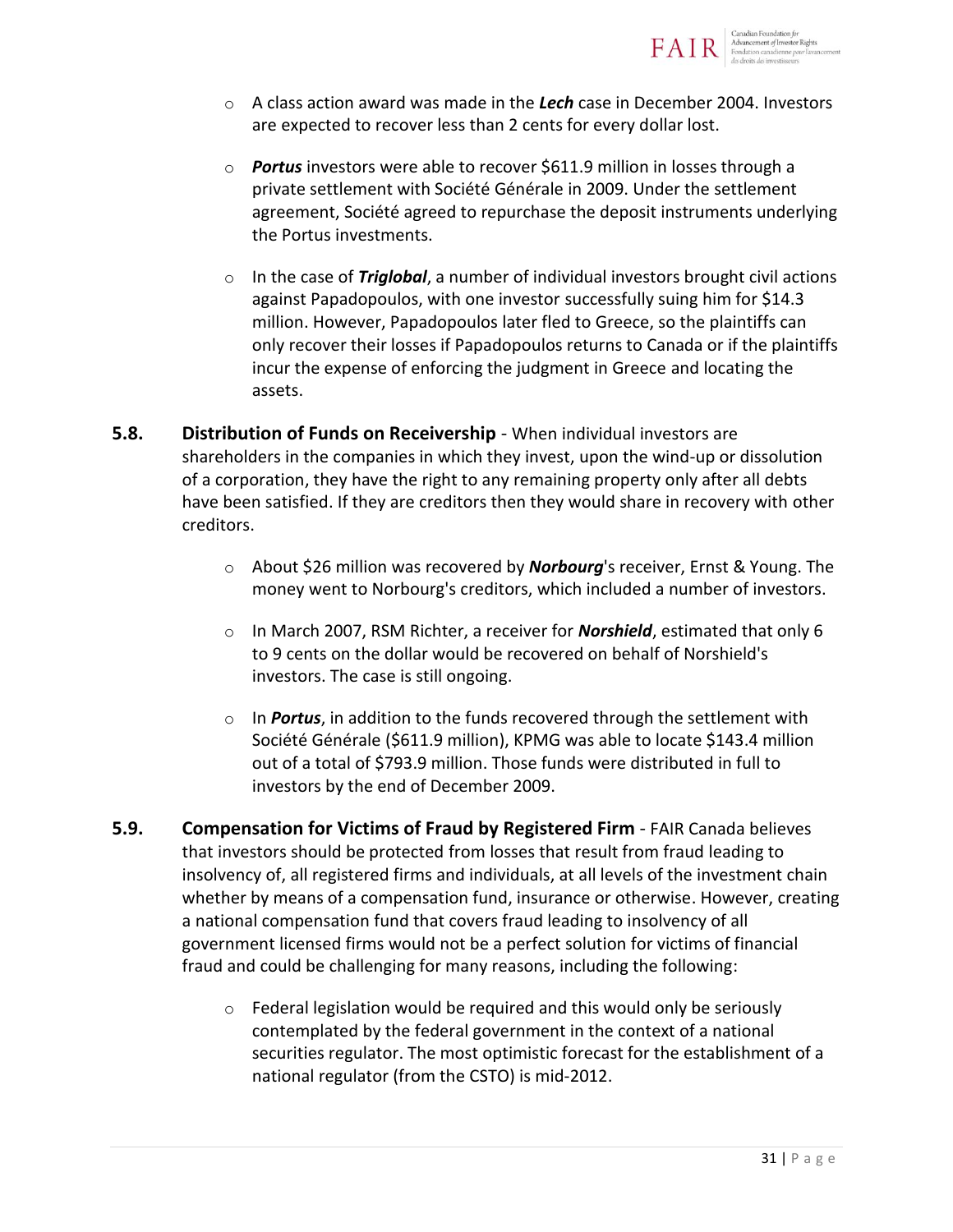- A class action award was made in the ***Lech*** case in December 2004. Investors are expected to recover less than 2 cents for every dollar lost.
- ***Portus*** investors were able to recover $611.9 million in losses through a private settlement with Société Générale in 2009. Under the settlement agreement, Société agreed to repurchase the deposit instruments underlying the Portus investments.
- In the case of ***Triglobal***, a number of individual investors brought civil actions against Papadopoulos, with one investor successfully suing him for $14.3 million. However, Papadopoulos later fled to Greece, so the plaintiffs can only recover their losses if Papadopoulos returns to Canada or if the plaintiffs incur the expense of enforcing the judgment in Greece and locating the assets.

**5.8. Distribution of Funds on Receivership** - When individual investors are shareholders in the companies in which they invest, upon the wind-up or dissolution of a corporation, they have the right to any remaining property only after all debts have been satisfied. If they are creditors then they would share in recovery with other creditors.

- About $26 million was recovered by ***Norbourg***'s receiver, Ernst & Young. The money went to Norbourg's creditors, which included a number of investors.
- In March 2007, RSM Richter, a receiver for ***Norshield***, estimated that only 6 to 9 cents on the dollar would be recovered on behalf of Norshield's investors. The case is still ongoing.
- In ***Portus***, in addition to the funds recovered through the settlement with Société Générale ($611.9 million), KPMG was able to locate $143.4 million out of a total of $793.9 million. Those funds were distributed in full to investors by the end of December 2009.

**5.9. Compensation for Victims of Fraud by Registered Firm** - FAIR Canada believes that investors should be protected from losses that result from fraud leading to insolvency of, all registered firms and individuals, at all levels of the investment chain whether by means of a compensation fund, insurance or otherwise. However, creating a national compensation fund that covers fraud leading to insolvency of all government licensed firms would not be a perfect solution for victims of financial fraud and could be challenging for many reasons, including the following:

- Federal legislation would be required and this would only be seriously contemplated by the federal government in the context of a national securities regulator. The most optimistic forecast for the establishment of a national regulator (from the CSTO) is mid-2012.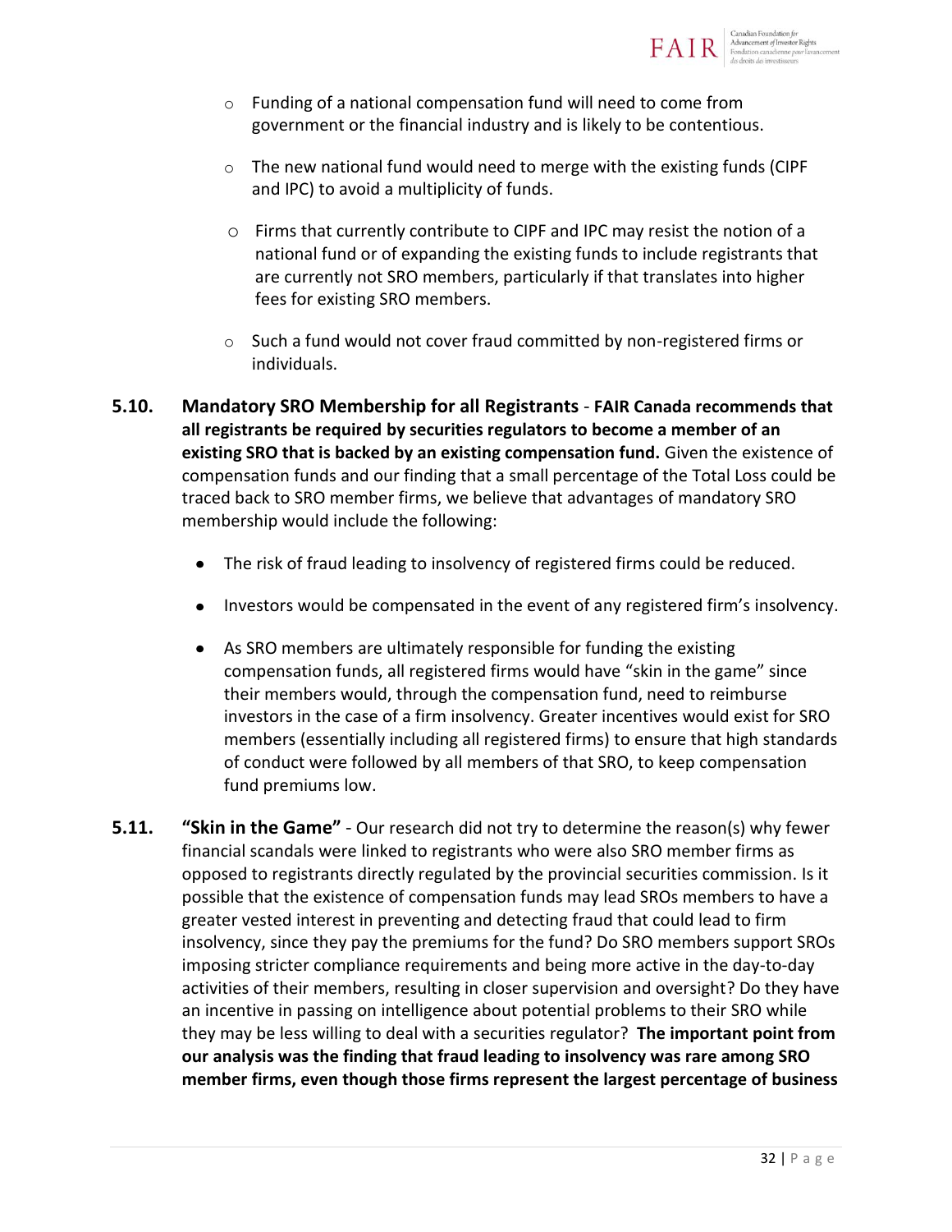- Funding of a national compensation fund will need to come from government or the financial industry and is likely to be contentious.

- The new national fund would need to merge with the existing funds (CIPF and IPC) to avoid a multiplicity of funds.

- Firms that currently contribute to CIPF and IPC may resist the notion of a national fund or of expanding the existing funds to include registrants that are currently not SRO members, particularly if that translates into higher fees for existing SRO members.

- Such a fund would not cover fraud committed by non-registered firms or individuals.

**5.10. Mandatory SRO Membership for all Registrants** - **FAIR Canada recommends that all registrants be required by securities regulators to become a member of an existing SRO that is backed by an existing compensation fund.** Given the existence of compensation funds and our finding that a small percentage of the Total Loss could be traced back to SRO member firms, we believe that advantages of mandatory SRO membership would include the following:

- The risk of fraud leading to insolvency of registered firms could be reduced.

- Investors would be compensated in the event of any registered firm's insolvency.

- As SRO members are ultimately responsible for funding the existing compensation funds, all registered firms would have "skin in the game" since their members would, through the compensation fund, need to reimburse investors in the case of a firm insolvency. Greater incentives would exist for SRO members (essentially including all registered firms) to ensure that high standards of conduct were followed by all members of that SRO, to keep compensation fund premiums low.

**5.11. "Skin in the Game"** - Our research did not try to determine the reason(s) why fewer financial scandals were linked to registrants who were also SRO member firms as opposed to registrants directly regulated by the provincial securities commission. Is it possible that the existence of compensation funds may lead SROs members to have a greater vested interest in preventing and detecting fraud that could lead to firm insolvency, since they pay the premiums for the fund? Do SRO members support SROs imposing stricter compliance requirements and being more active in the day-to-day activities of their members, resulting in closer supervision and oversight? Do they have an incentive in passing on intelligence about potential problems to their SRO while they may be less willing to deal with a securities regulator? **The important point from our analysis was the finding that fraud leading to insolvency was rare among SRO member firms, even though those firms represent the largest percentage of business**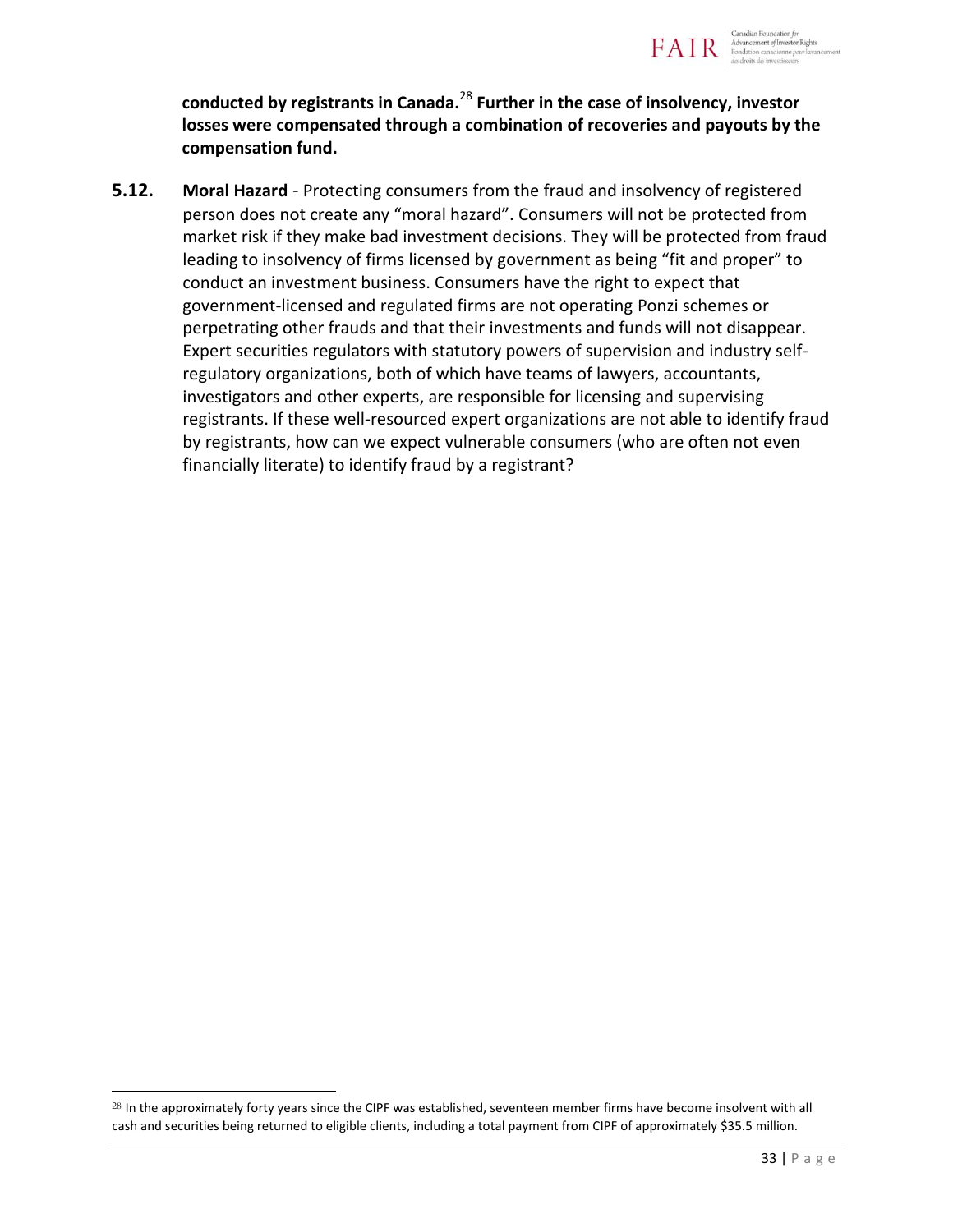**conducted by registrants in Canada.**[28] **Further in the case of insolvency, investor losses were compensated through a combination of recoveries and payouts by the compensation fund.**

**5.12.** **Moral Hazard** - Protecting consumers from the fraud and insolvency of registered person does not create any "moral hazard". Consumers will not be protected from market risk if they make bad investment decisions. They will be protected from fraud leading to insolvency of firms licensed by government as being "fit and proper" to conduct an investment business. Consumers have the right to expect that government-licensed and regulated firms are not operating Ponzi schemes or perpetrating other frauds and that their investments and funds will not disappear. Expert securities regulators with statutory powers of supervision and industry self-regulatory organizations, both of which have teams of lawyers, accountants, investigators and other experts, are responsible for licensing and supervising registrants. If these well-resourced expert organizations are not able to identify fraud by registrants, how can we expect vulnerable consumers (who are often not even financially literate) to identify fraud by a registrant?

[28] In the approximately forty years since the CIPF was established, seventeen member firms have become insolvent with all cash and securities being returned to eligible clients, including a total payment from CIPF of approximately $35.5 million.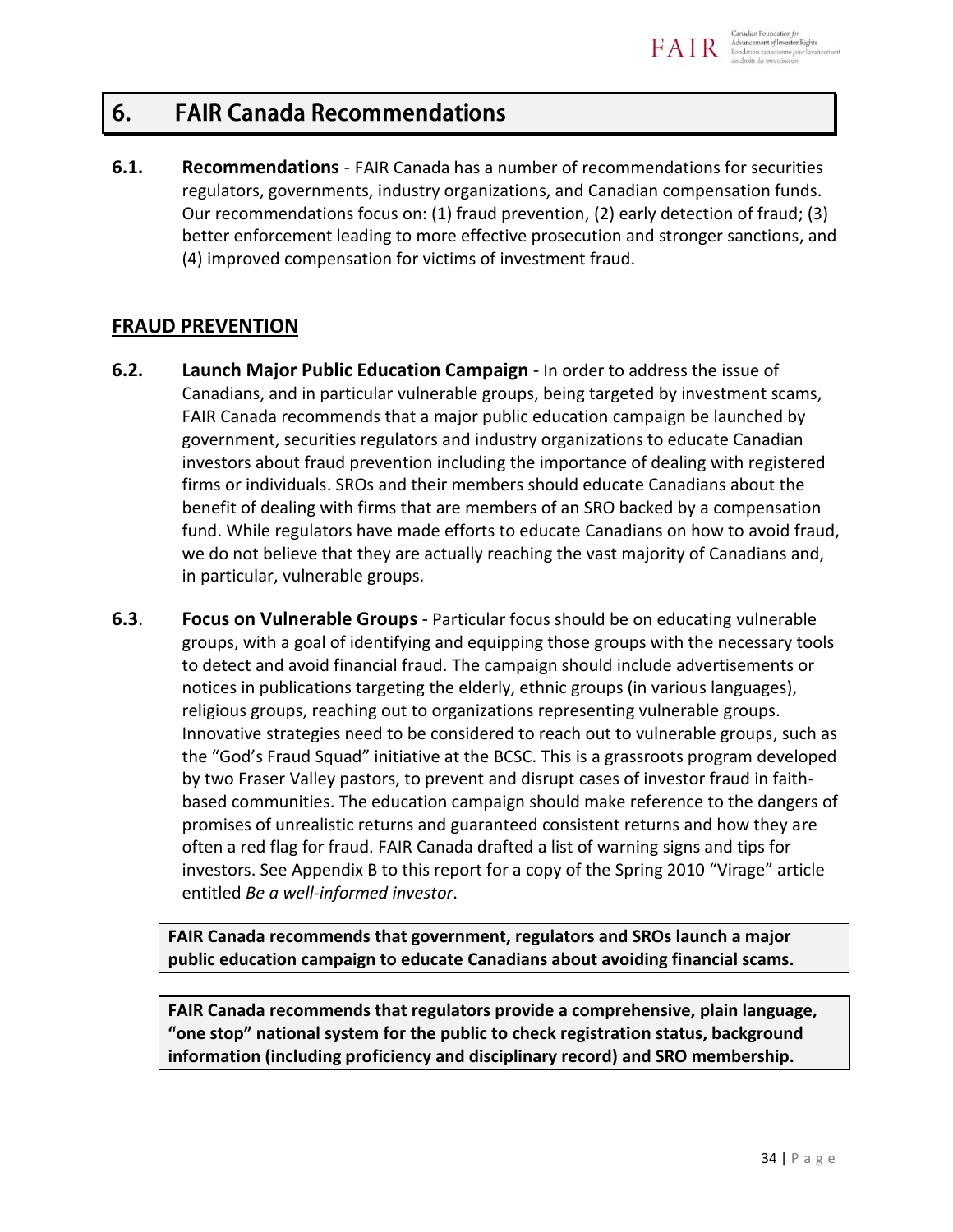## 6. FAIR Canada Recommendations

**6.1. Recommendations** - FAIR Canada has a number of recommendations for securities regulators, governments, industry organizations, and Canadian compensation funds. Our recommendations focus on: (1) fraud prevention, (2) early detection of fraud; (3) better enforcement leading to more effective prosecution and stronger sanctions, and (4) improved compensation for victims of investment fraud.

### FRAUD PREVENTION

**6.2. Launch Major Public Education Campaign** - In order to address the issue of Canadians, and in particular vulnerable groups, being targeted by investment scams, FAIR Canada recommends that a major public education campaign be launched by government, securities regulators and industry organizations to educate Canadian investors about fraud prevention including the importance of dealing with registered firms or individuals. SROs and their members should educate Canadians about the benefit of dealing with firms that are members of an SRO backed by a compensation fund. While regulators have made efforts to educate Canadians on how to avoid fraud, we do not believe that they are actually reaching the vast majority of Canadians and, in particular, vulnerable groups.

**6.3. Focus on Vulnerable Groups** - Particular focus should be on educating vulnerable groups, with a goal of identifying and equipping those groups with the necessary tools to detect and avoid financial fraud. The campaign should include advertisements or notices in publications targeting the elderly, ethnic groups (in various languages), religious groups, reaching out to organizations representing vulnerable groups. Innovative strategies need to be considered to reach out to vulnerable groups, such as the "God's Fraud Squad" initiative at the BCSC. This is a grassroots program developed by two Fraser Valley pastors, to prevent and disrupt cases of investor fraud in faith-based communities. The education campaign should make reference to the dangers of promises of unrealistic returns and guaranteed consistent returns and how they are often a red flag for fraud. FAIR Canada drafted a list of warning signs and tips for investors. See Appendix B to this report for a copy of the Spring 2010 "Virage" article entitled *Be a well-informed investor*.

> **FAIR Canada recommends that government, regulators and SROs launch a major public education campaign to educate Canadians about avoiding financial scams.**

> **FAIR Canada recommends that regulators provide a comprehensive, plain language, "one stop" national system for the public to check registration status, background information (including proficiency and disciplinary record) and SRO membership.**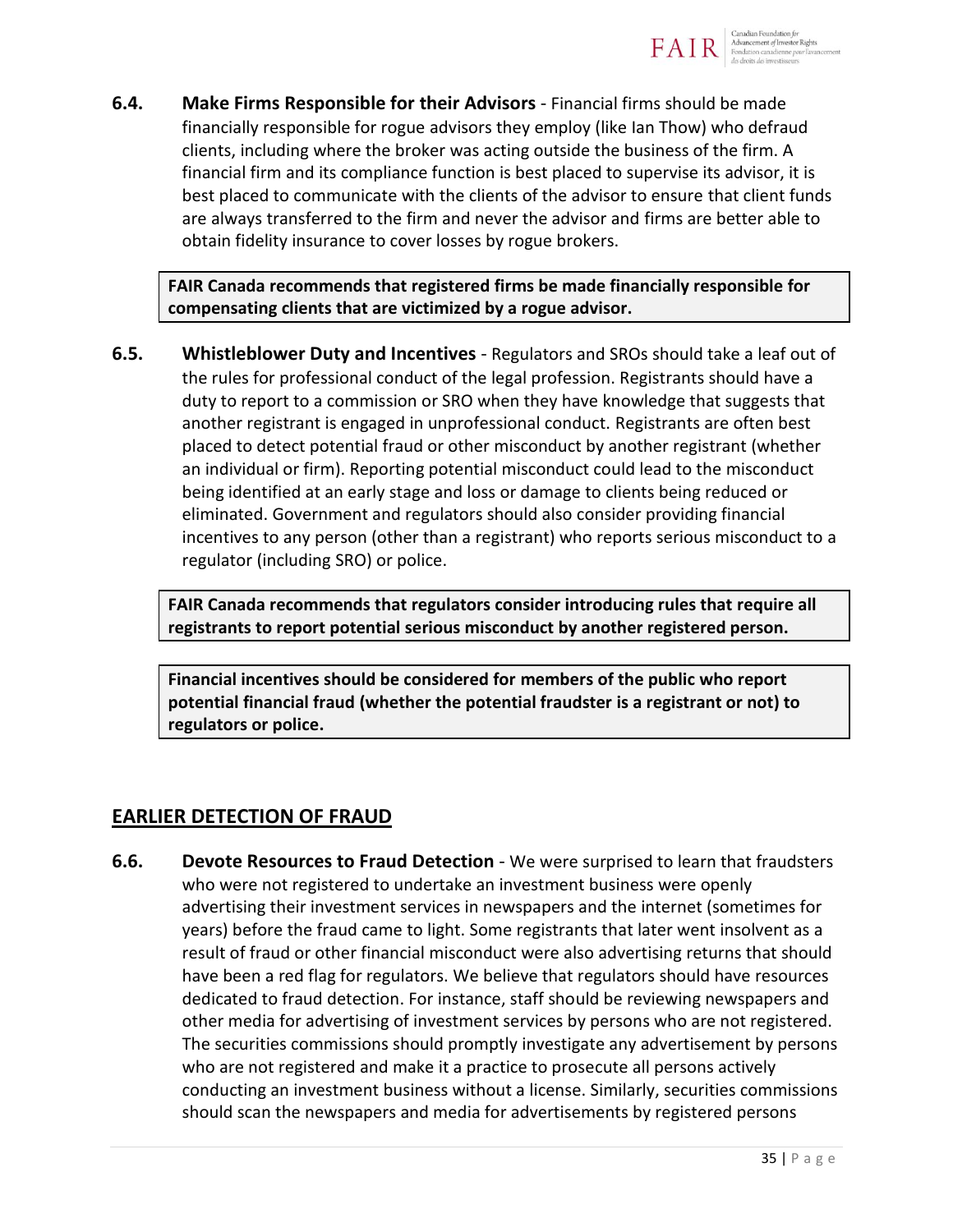**6.4. Make Firms Responsible for their Advisors** - Financial firms should be made financially responsible for rogue advisors they employ (like Ian Thow) who defraud clients, including where the broker was acting outside the business of the firm. A financial firm and its compliance function is best placed to supervise its advisor, it is best placed to communicate with the clients of the advisor to ensure that client funds are always transferred to the firm and never the advisor and firms are better able to obtain fidelity insurance to cover losses by rogue brokers.

> **FAIR Canada recommends that registered firms be made financially responsible for compensating clients that are victimized by a rogue advisor.**

**6.5. Whistleblower Duty and Incentives** - Regulators and SROs should take a leaf out of the rules for professional conduct of the legal profession. Registrants should have a duty to report to a commission or SRO when they have knowledge that suggests that another registrant is engaged in unprofessional conduct. Registrants are often best placed to detect potential fraud or other misconduct by another registrant (whether an individual or firm). Reporting potential misconduct could lead to the misconduct being identified at an early stage and loss or damage to clients being reduced or eliminated. Government and regulators should also consider providing financial incentives to any person (other than a registrant) who reports serious misconduct to a regulator (including SRO) or police.

> **FAIR Canada recommends that regulators consider introducing rules that require all registrants to report potential serious misconduct by another registered person.**

> **Financial incentives should be considered for members of the public who report potential financial fraud (whether the potential fraudster is a registrant or not) to regulators or police.**

## EARLIER DETECTION OF FRAUD

**6.6. Devote Resources to Fraud Detection** - We were surprised to learn that fraudsters who were not registered to undertake an investment business were openly advertising their investment services in newspapers and the internet (sometimes for years) before the fraud came to light. Some registrants that later went insolvent as a result of fraud or other financial misconduct were also advertising returns that should have been a red flag for regulators. We believe that regulators should have resources dedicated to fraud detection. For instance, staff should be reviewing newspapers and other media for advertising of investment services by persons who are not registered. The securities commissions should promptly investigate any advertisement by persons who are not registered and make it a practice to prosecute all persons actively conducting an investment business without a license. Similarly, securities commissions should scan the newspapers and media for advertisements by registered persons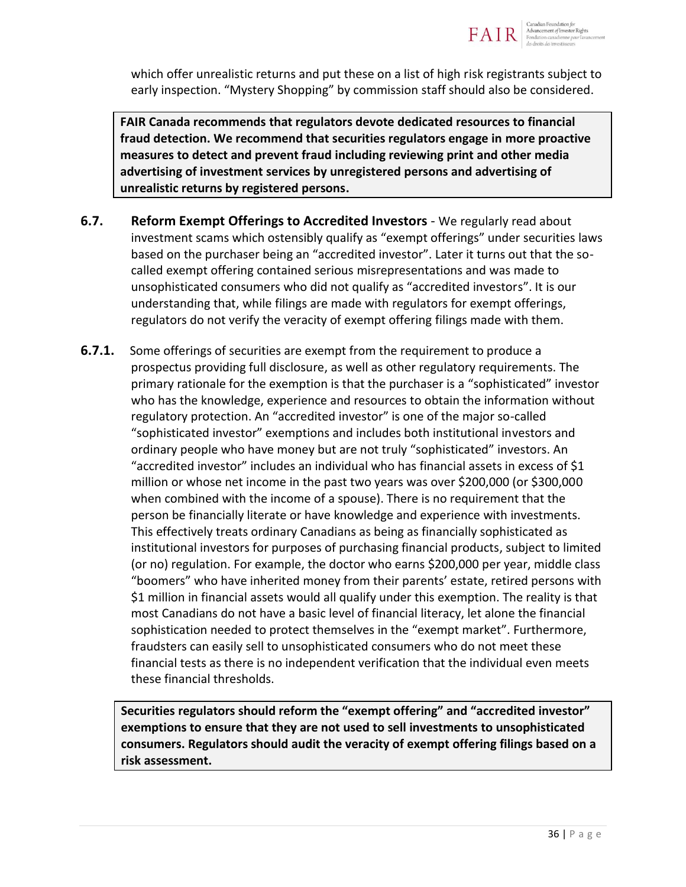which offer unrealistic returns and put these on a list of high risk registrants subject to early inspection. "Mystery Shopping" by commission staff should also be considered.

> **FAIR Canada recommends that regulators devote dedicated resources to financial fraud detection. We recommend that securities regulators engage in more proactive measures to detect and prevent fraud including reviewing print and other media advertising of investment services by unregistered persons and advertising of unrealistic returns by registered persons.**

**6.7. Reform Exempt Offerings to Accredited Investors** - We regularly read about investment scams which ostensibly qualify as "exempt offerings" under securities laws based on the purchaser being an "accredited investor". Later it turns out that the so-called exempt offering contained serious misrepresentations and was made to unsophisticated consumers who did not qualify as "accredited investors". It is our understanding that, while filings are made with regulators for exempt offerings, regulators do not verify the veracity of exempt offering filings made with them.

**6.7.1.** Some offerings of securities are exempt from the requirement to produce a prospectus providing full disclosure, as well as other regulatory requirements. The primary rationale for the exemption is that the purchaser is a "sophisticated" investor who has the knowledge, experience and resources to obtain the information without regulatory protection. An "accredited investor" is one of the major so-called "sophisticated investor" exemptions and includes both institutional investors and ordinary people who have money but are not truly "sophisticated" investors. An "accredited investor" includes an individual who has financial assets in excess of $1 million or whose net income in the past two years was over $200,000 (or $300,000 when combined with the income of a spouse). There is no requirement that the person be financially literate or have knowledge and experience with investments. This effectively treats ordinary Canadians as being as financially sophisticated as institutional investors for purposes of purchasing financial products, subject to limited (or no) regulation. For example, the doctor who earns $200,000 per year, middle class "boomers" who have inherited money from their parents' estate, retired persons with $1 million in financial assets would all qualify under this exemption. The reality is that most Canadians do not have a basic level of financial literacy, let alone the financial sophistication needed to protect themselves in the "exempt market". Furthermore, fraudsters can easily sell to unsophisticated consumers who do not meet these financial tests as there is no independent verification that the individual even meets these financial thresholds.

> **Securities regulators should reform the "exempt offering" and "accredited investor" exemptions to ensure that they are not used to sell investments to unsophisticated consumers. Regulators should audit the veracity of exempt offering filings based on a risk assessment.**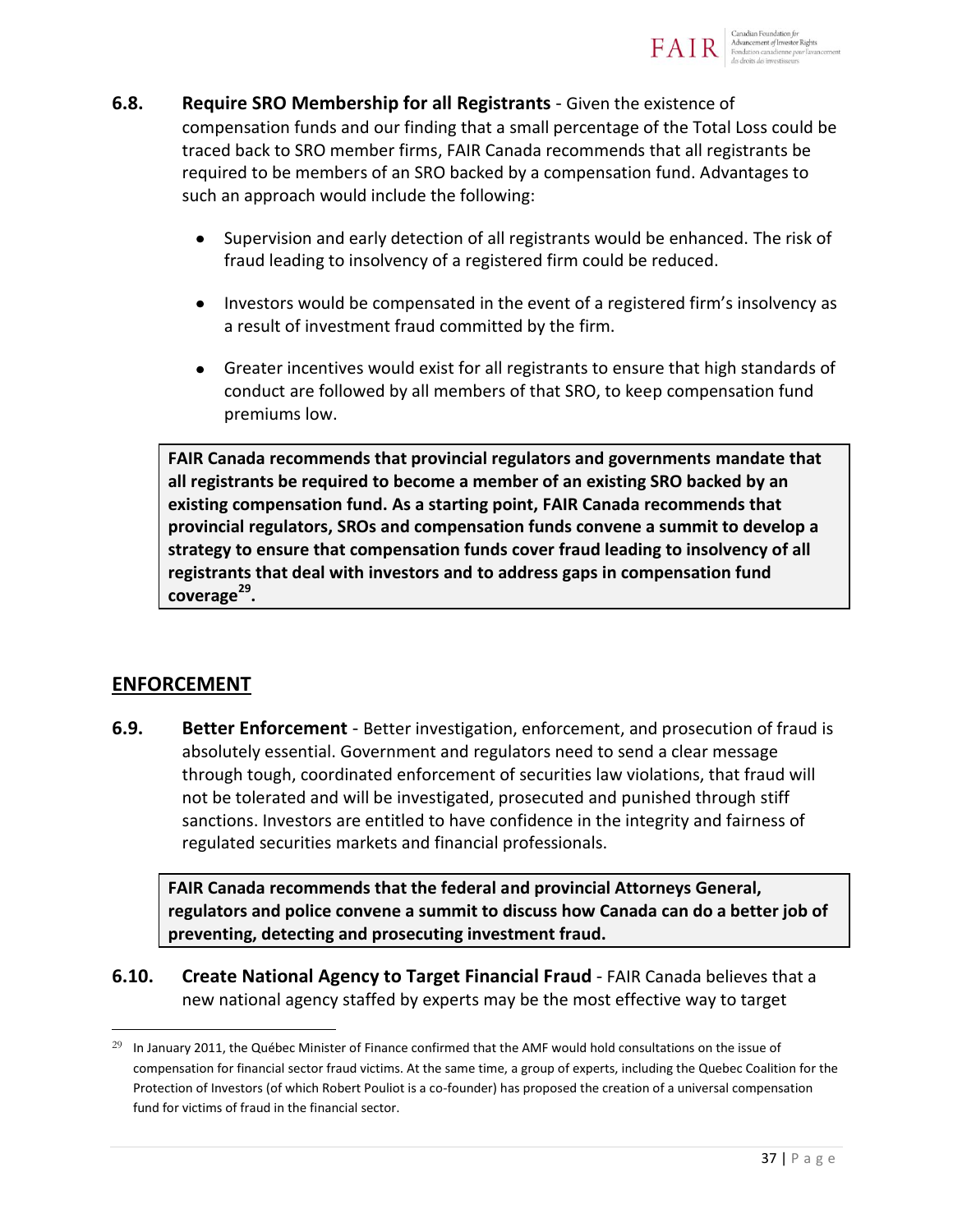**6.8. Require SRO Membership for all Registrants** - Given the existence of compensation funds and our finding that a small percentage of the Total Loss could be traced back to SRO member firms, FAIR Canada recommends that all registrants be required to be members of an SRO backed by a compensation fund. Advantages to such an approach would include the following:

- Supervision and early detection of all registrants would be enhanced. The risk of fraud leading to insolvency of a registered firm could be reduced.
- Investors would be compensated in the event of a registered firm's insolvency as a result of investment fraud committed by the firm.
- Greater incentives would exist for all registrants to ensure that high standards of conduct are followed by all members of that SRO, to keep compensation fund premiums low.

> **FAIR Canada recommends that provincial regulators and governments mandate that all registrants be required to become a member of an existing SRO backed by an existing compensation fund. As a starting point, FAIR Canada recommends that provincial regulators, SROs and compensation funds convene a summit to develop a strategy to ensure that compensation funds cover fraud leading to insolvency of all registrants that deal with investors and to address gaps in compensation fund coverage[29].**

## ENFORCEMENT

**6.9. Better Enforcement** - Better investigation, enforcement, and prosecution of fraud is absolutely essential. Government and regulators need to send a clear message through tough, coordinated enforcement of securities law violations, that fraud will not be tolerated and will be investigated, prosecuted and punished through stiff sanctions. Investors are entitled to have confidence in the integrity and fairness of regulated securities markets and financial professionals.

> **FAIR Canada recommends that the federal and provincial Attorneys General, regulators and police convene a summit to discuss how Canada can do a better job of preventing, detecting and prosecuting investment fraud.**

**6.10. Create National Agency to Target Financial Fraud** - FAIR Canada believes that a new national agency staffed by experts may be the most effective way to target

[29] In January 2011, the Québec Minister of Finance confirmed that the AMF would hold consultations on the issue of compensation for financial sector fraud victims. At the same time, a group of experts, including the Quebec Coalition for the Protection of Investors (of which Robert Pouliot is a co-founder) has proposed the creation of a universal compensation fund for victims of fraud in the financial sector.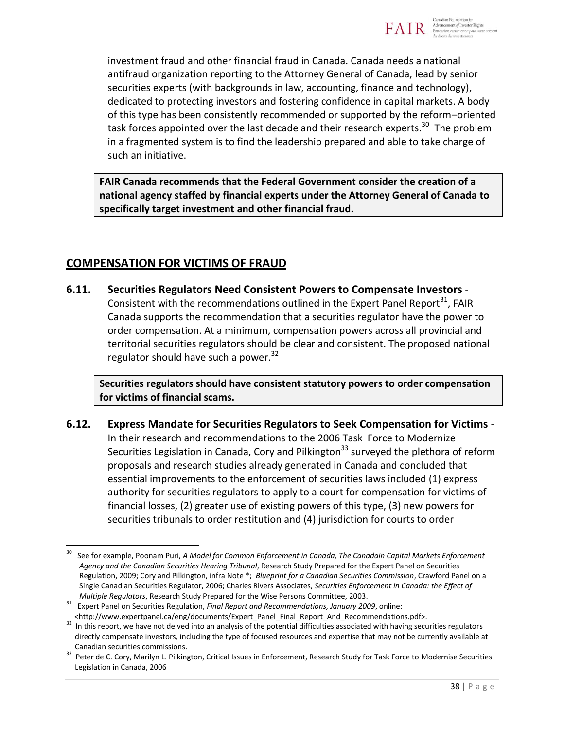investment fraud and other financial fraud in Canada. Canada needs a national antifraud organization reporting to the Attorney General of Canada, lead by senior securities experts (with backgrounds in law, accounting, finance and technology), dedicated to protecting investors and fostering confidence in capital markets. A body of this type has been consistently recommended or supported by the reform–oriented task forces appointed over the last decade and their research experts.[30] The problem in a fragmented system is to find the leadership prepared and able to take charge of such an initiative.

> **FAIR Canada recommends that the Federal Government consider the creation of a national agency staffed by financial experts under the Attorney General of Canada to specifically target investment and other financial fraud.**

## COMPENSATION FOR VICTIMS OF FRAUD

**6.11. Securities Regulators Need Consistent Powers to Compensate Investors** - Consistent with the recommendations outlined in the Expert Panel Report[31], FAIR Canada supports the recommendation that a securities regulator have the power to order compensation. At a minimum, compensation powers across all provincial and territorial securities regulators should be clear and consistent. The proposed national regulator should have such a power.[32]

> **Securities regulators should have consistent statutory powers to order compensation for victims of financial scams.**

**6.12. Express Mandate for Securities Regulators to Seek Compensation for Victims** - In their research and recommendations to the 2006 Task Force to Modernize Securities Legislation in Canada, Cory and Pilkington[33] surveyed the plethora of reform proposals and research studies already generated in Canada and concluded that essential improvements to the enforcement of securities laws included (1) express authority for securities regulators to apply to a court for compensation for victims of financial losses, (2) greater use of existing powers of this type, (3) new powers for securities tribunals to order restitution and (4) jurisdiction for courts to order

---

[30] See for example, Poonam Puri, *A Model for Common Enforcement in Canada, The Canadain Capital Markets Enforcement Agency and the Canadian Securities Hearing Tribunal*, Research Study Prepared for the Expert Panel on Securities Regulation, 2009; Cory and Pilkington, infra Note *; *Blueprint for a Canadian Securities Commission*, Crawford Panel on a Single Canadian Securities Regulator, 2006; Charles Rivers Associates, *Securities Enforcement in Canada: the Effect of Multiple Regulators*, Research Study Prepared for the Wise Persons Committee, 2003.

[31] Expert Panel on Securities Regulation, *Final Report and Recommendations, January 2009*, online: <http://www.expertpanel.ca/eng/documents/Expert_Panel_Final_Report_And_Recommendations.pdf>.

[32] In this report, we have not delved into an analysis of the potential difficulties associated with having securities regulators directly compensate investors, including the type of focused resources and expertise that may not be currently available at Canadian securities commissions.

[33] Peter de C. Cory, Marilyn L. Pilkington, Critical Issues in Enforcement, Research Study for Task Force to Modernise Securities Legislation in Canada, 2006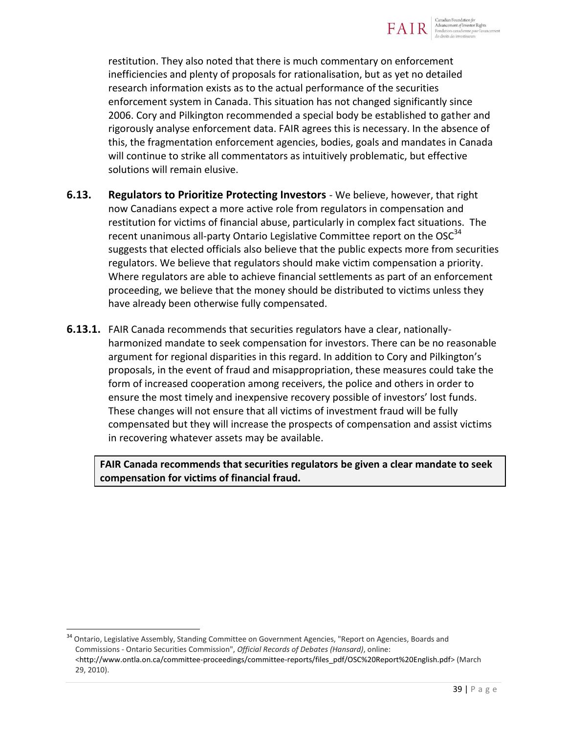restitution. They also noted that there is much commentary on enforcement inefficiencies and plenty of proposals for rationalisation, but as yet no detailed research information exists as to the actual performance of the securities enforcement system in Canada. This situation has not changed significantly since 2006. Cory and Pilkington recommended a special body be established to gather and rigorously analyse enforcement data. FAIR agrees this is necessary. In the absence of this, the fragmentation enforcement agencies, bodies, goals and mandates in Canada will continue to strike all commentators as intuitively problematic, but effective solutions will remain elusive.

**6.13. Regulators to Prioritize Protecting Investors** - We believe, however, that right now Canadians expect a more active role from regulators in compensation and restitution for victims of financial abuse, particularly in complex fact situations. The recent unanimous all-party Ontario Legislative Committee report on the OSC[34] suggests that elected officials also believe that the public expects more from securities regulators. We believe that regulators should make victim compensation a priority. Where regulators are able to achieve financial settlements as part of an enforcement proceeding, we believe that the money should be distributed to victims unless they have already been otherwise fully compensated.

**6.13.1.** FAIR Canada recommends that securities regulators have a clear, nationally-harmonized mandate to seek compensation for investors. There can be no reasonable argument for regional disparities in this regard. In addition to Cory and Pilkington's proposals, in the event of fraud and misappropriation, these measures could take the form of increased cooperation among receivers, the police and others in order to ensure the most timely and inexpensive recovery possible of investors' lost funds. These changes will not ensure that all victims of investment fraud will be fully compensated but they will increase the prospects of compensation and assist victims in recovering whatever assets may be available.

**FAIR Canada recommends that securities regulators be given a clear mandate to seek compensation for victims of financial fraud.**

---

[34] Ontario, Legislative Assembly, Standing Committee on Government Agencies, "Report on Agencies, Boards and Commissions - Ontario Securities Commission", *Official Records of Debates (Hansard)*, online: <http://www.ontla.on.ca/committee-proceedings/committee-reports/files_pdf/OSC%20Report%20English.pdf> (March 29, 2010).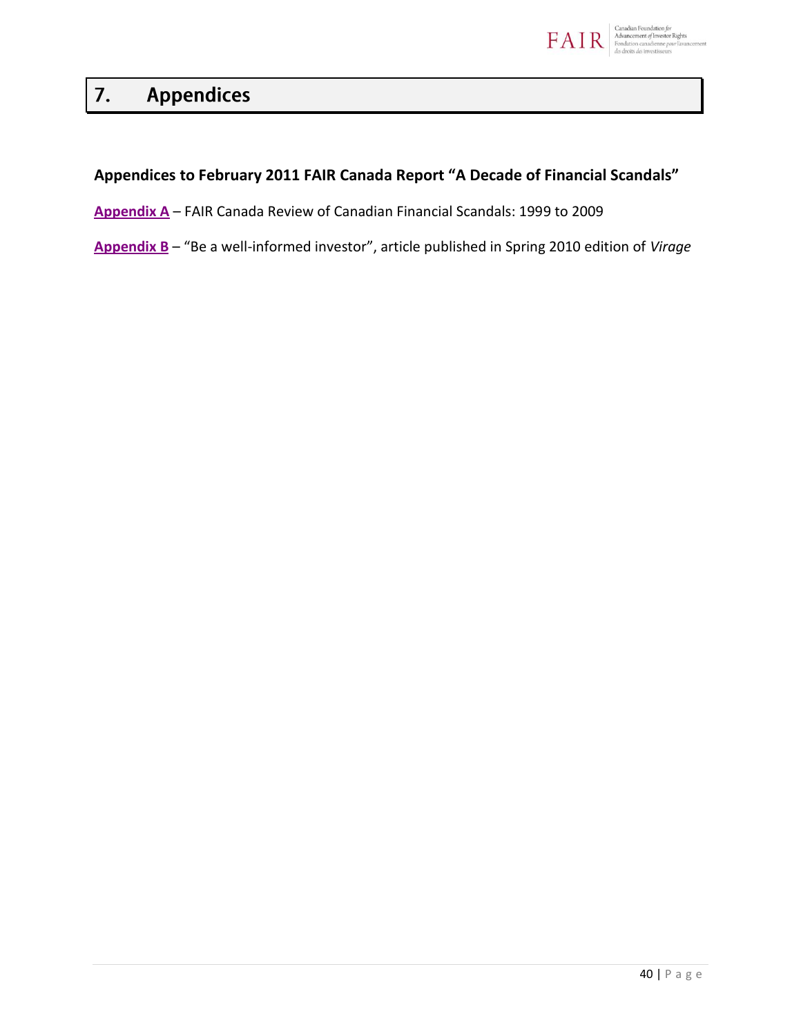# 7. Appendices

**Appendices to February 2011 FAIR Canada Report "A Decade of Financial Scandals"**

**Appendix A** – FAIR Canada Review of Canadian Financial Scandals: 1999 to 2009

**Appendix B** – "Be a well-informed investor", article published in Spring 2010 edition of *Virage*